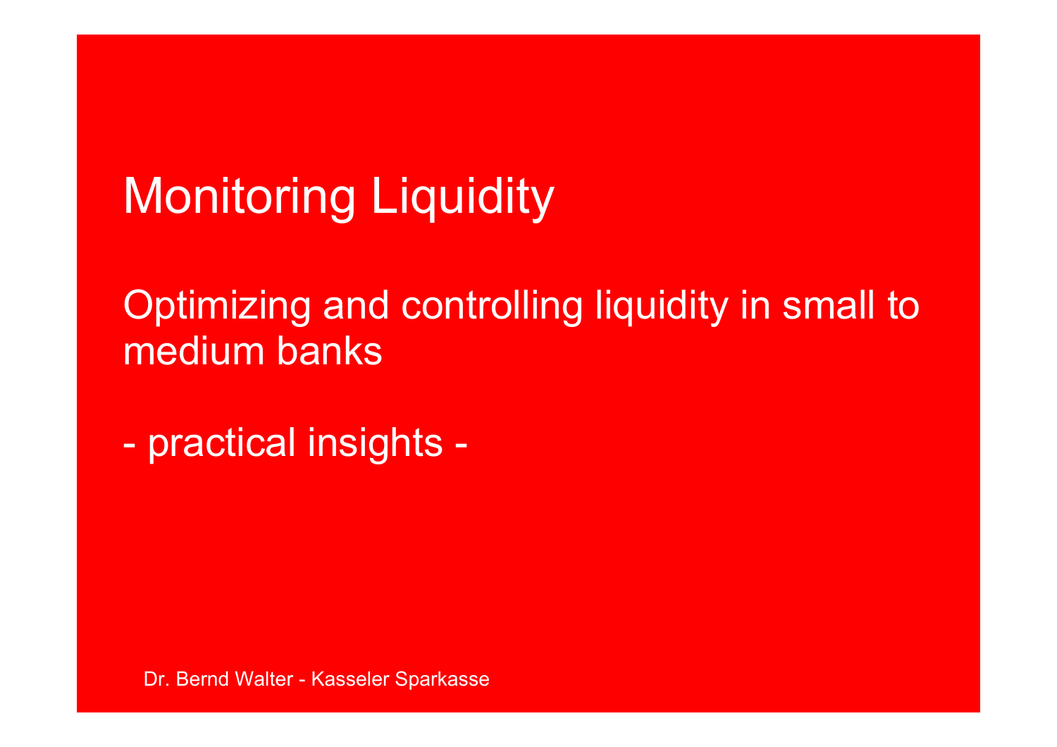# Monitoring Liquidity

## Optimizing and controlling liquidity in small to medium banks

- practical insights -

Dr. Bernd Walter - Kasseler Sparkasse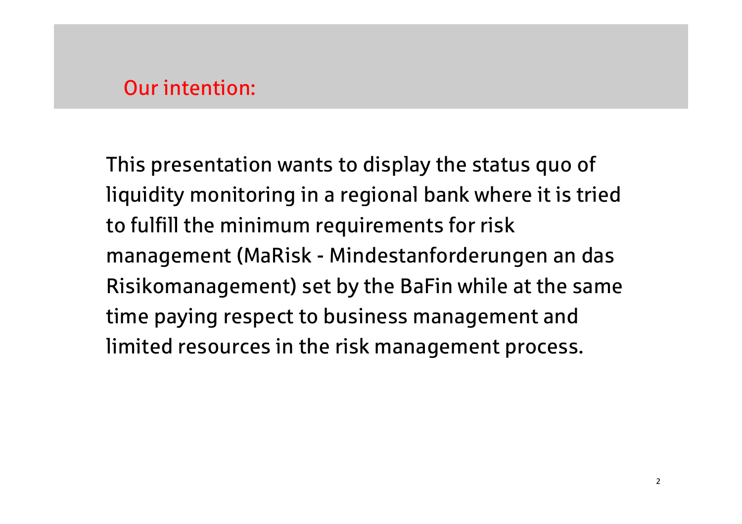## Our intention:

This presentation wants to display the status quo of liquidity monitoring in a regional bank where it is tried to fulfill the minimum requirements for risk management (MaRisk - Mindestanforderungen an das Risikomanagement) set by the BaFin while at the same time paying respect to business management and limited resources in the risk management process.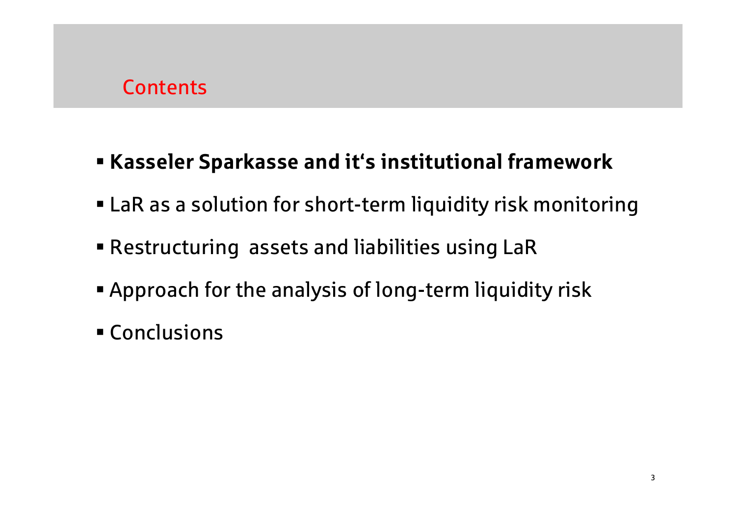## Contents

- **Kasseler Sparkasse and it‘s institutional framework**
- LaR as a solution for short-term liquidity risk monitoring
- Restructuring assets and liabilities using LaR
- Approach for the analysis of long-term liquidity risk
- Conclusions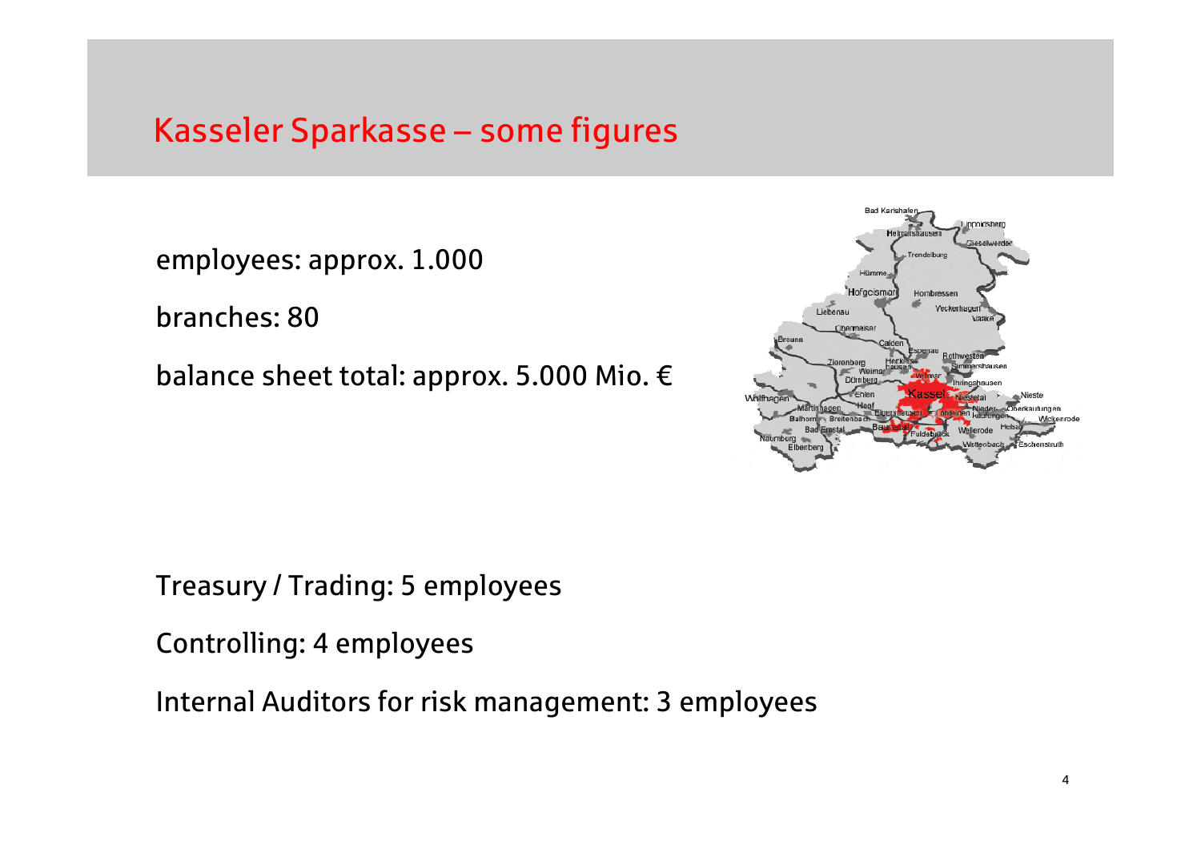# Kasseler Sparkasse – some figures

employees: approx. 1.000

branches: 80

balance sheet total: approx. 5.000 Mio. €

Treasury / Trading: 5 employees

Controlling: 4 employees

Internal Auditors for risk management: 3 employees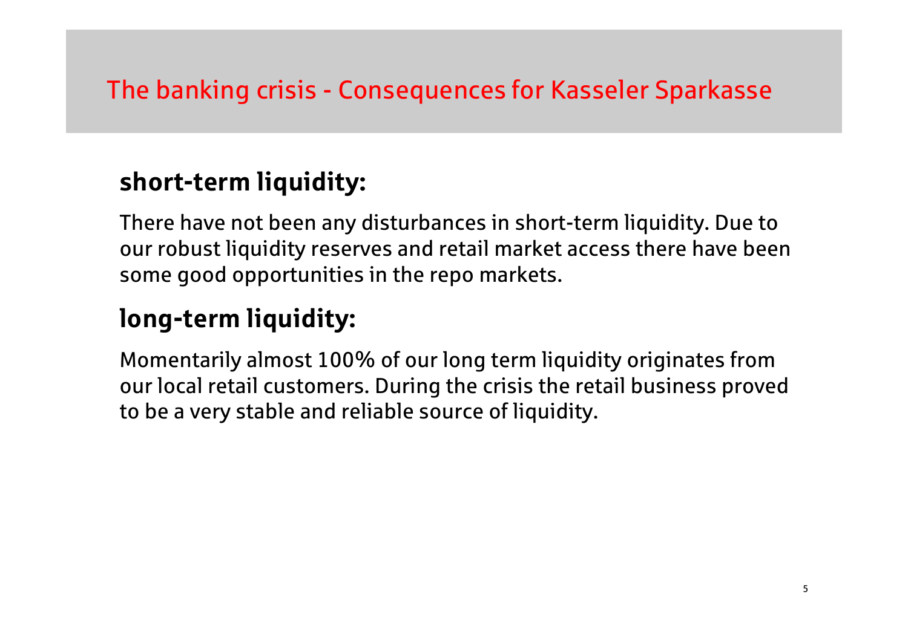# The banking crisis - Consequences for Kasseler Sparkasse

## short-term liquidity:

There have not been any disturbances in short-term liquidity. Due to our robust liquidity reserves and retail market access there have been some good opportunities in the repo markets.

## long-term liquidity:

Momentarily almost 100% of our long term liquidity originates from our local retail customers. During the crisis the retail business proved to be a very stable and reliable source of liquidity.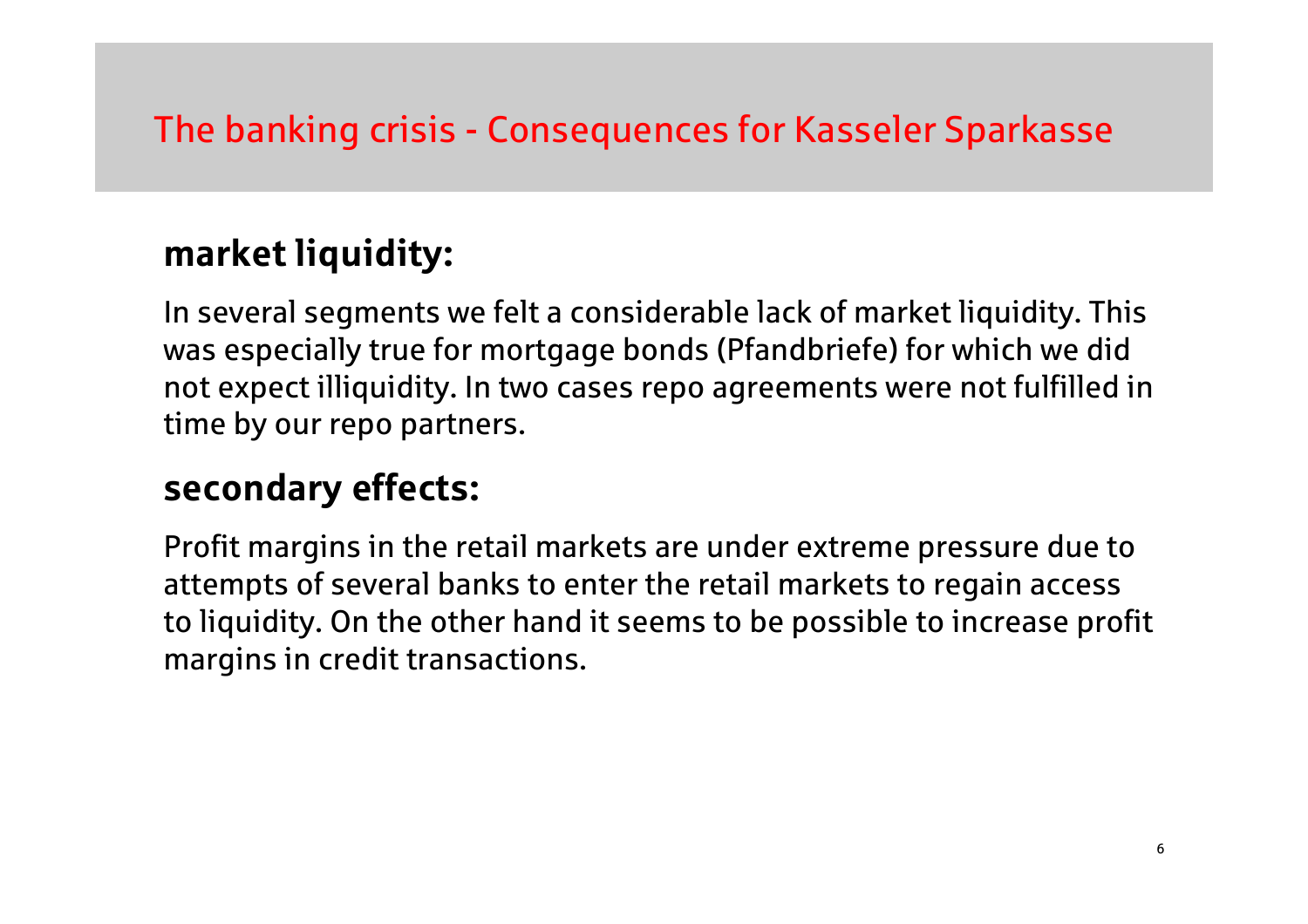# The banking crisis - Consequences for Kasseler Sparkasse

## market liquidity:

In several segments we felt a considerable lack of market liquidity. This was especially true for mortgage bonds (Pfandbriefe) for which we did not expect illiquidity. In two cases repo agreements were not fulfilled in time by our repo partners.

## secondary effects:

Profit margins in the retail markets are under extreme pressure due to attempts of several banks to enter the retail markets to regain access to liquidity. On the other hand it seems to be possible to increase profit margins in credit transactions.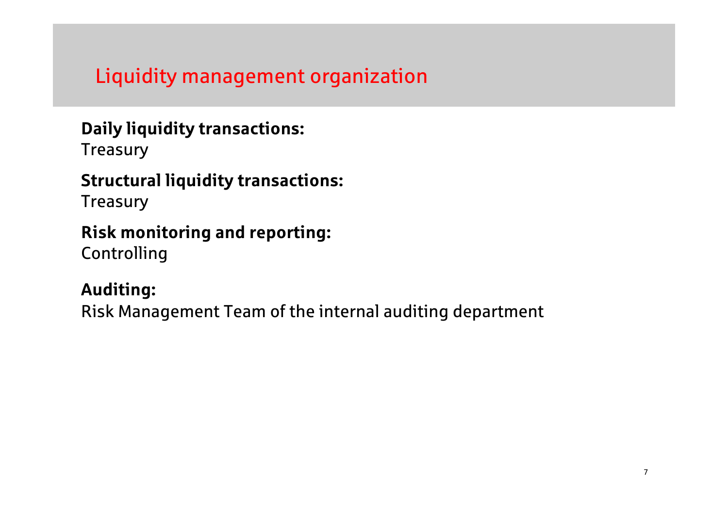# Liquidity management organization

**Daily liquidity transactions:**
Treasury

**Structural liquidity transactions:**
Treasury

**Risk monitoring and reporting:**
Controlling

**Auditing:**
Risk Management Team of the internal auditing department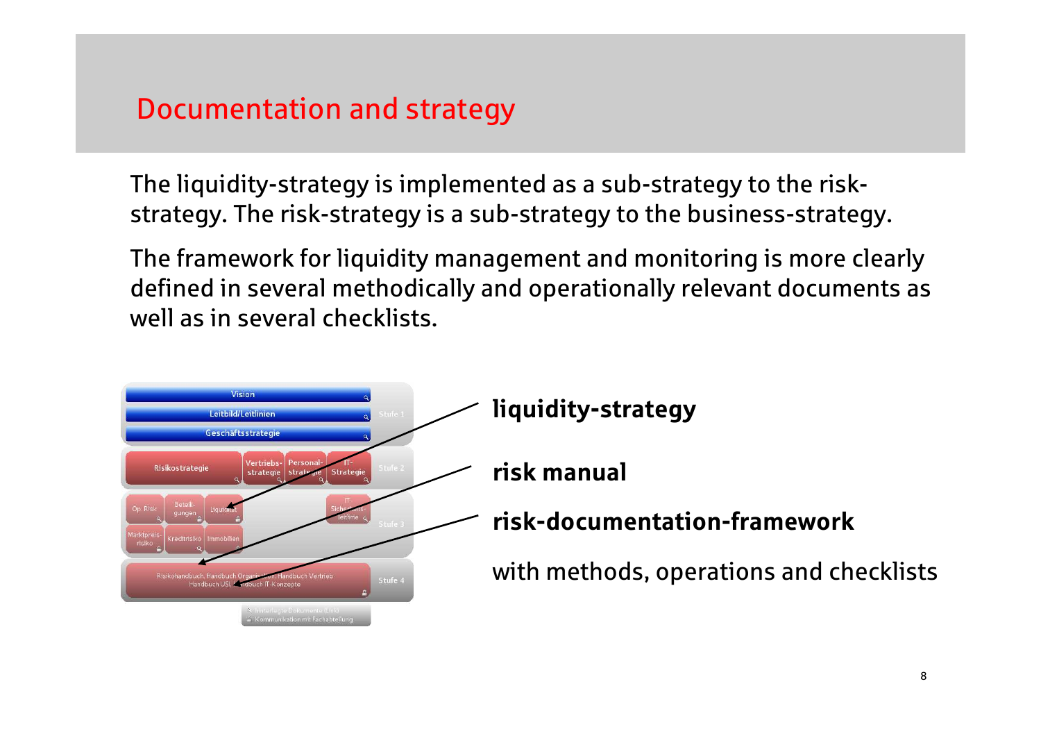# Documentation and strategy

The liquidity-strategy is implemented as a sub-strategy to the risk-strategy. The risk-strategy is a sub-strategy to the business-strategy.

The framework for liquidity management and monitoring is more clearly defined in several methodically and operationally relevant documents as well as in several checklists.

**liquidity-strategy**

**risk manual**

**risk-documentation-framework**

with methods, operations and checklists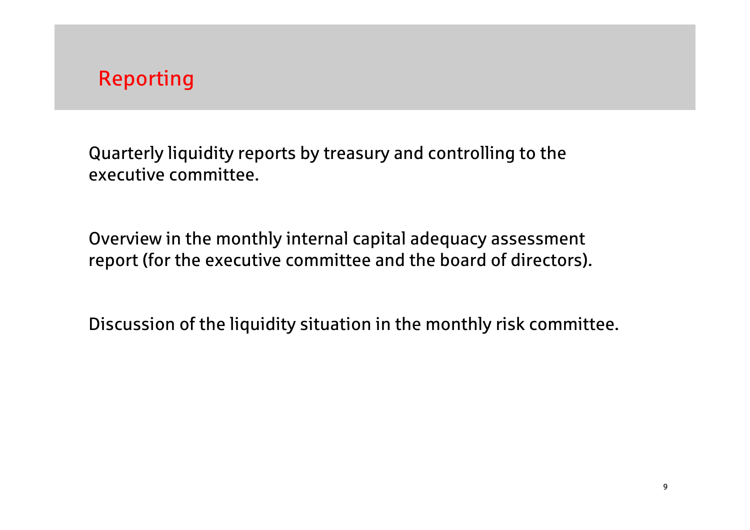# Reporting

Quarterly liquidity reports by treasury and controlling to the executive committee.

Overview in the monthly internal capital adequacy assessment report (for the executive committee and the board of directors).

Discussion of the liquidity situation in the monthly risk committee.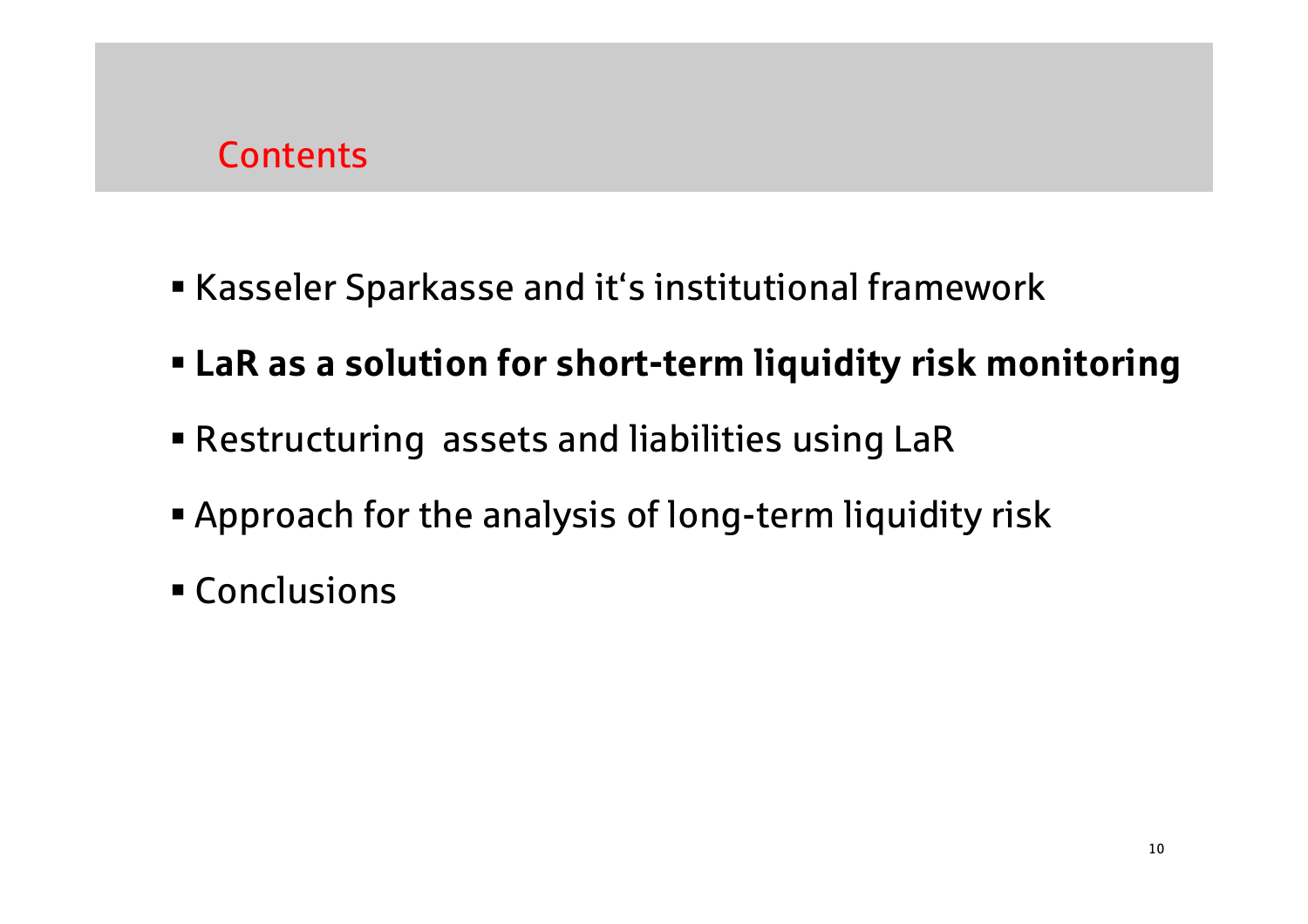## Contents

- Kasseler Sparkasse and it‘s institutional framework
- **LaR as a solution for short-term liquidity risk monitoring**
- Restructuring  assets and liabilities using LaR
- Approach for the analysis of long-term liquidity risk
- Conclusions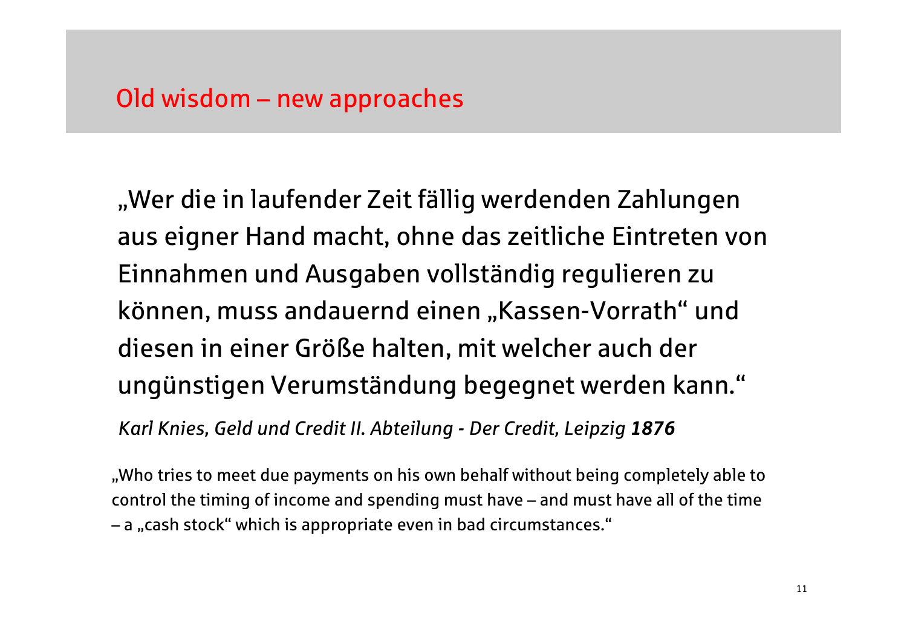## Old wisdom – new approaches

„Wer die in laufender Zeit fällig werdenden Zahlungen aus eigner Hand macht, ohne das zeitliche Eintreten von Einnahmen und Ausgaben vollständig regulieren zu können, muss andauernd einen „Kassen-Vorrath" und diesen in einer Größe halten, mit welcher auch der ungünstigen Verumständung begegnet werden kann."

*Karl Knies, Geld und Credit II. Abteilung - Der Credit, Leipzig* ***1876***

„Who tries to meet due payments on his own behalf without being completely able to control the timing of income and spending must have – and must have all of the time – a „cash stock" which is appropriate even in bad circumstances."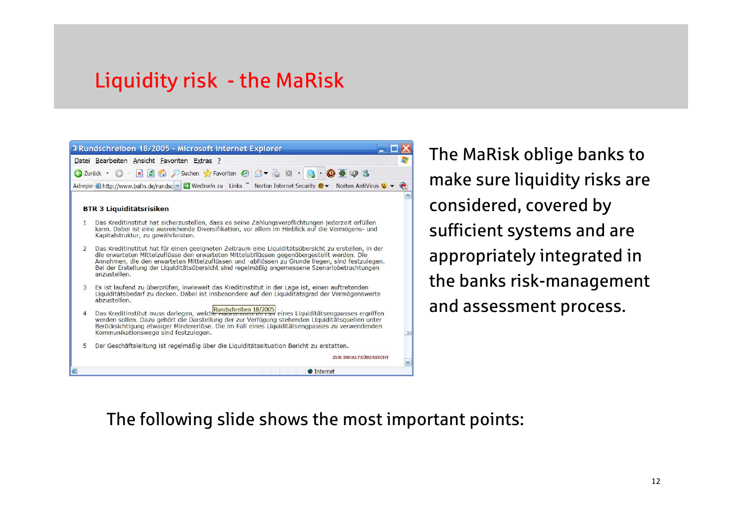# Liquidity risk - the MaRisk

**BTR 3 Liquiditätsrisiken**

1 Das Kreditinstitut hat sicherzustellen, dass es seine Zahlungsverpflichtungen jederzeit erfüllen kann. Dabei ist eine ausreichende Diversifikation, vor allem im Hinblick auf die Vermögens- und Kapitalstruktur, zu gewährleisten.

2 Das Kreditinstitut hat für einen geeigneten Zeitraum eine Liquiditätsübersicht zu erstellen, in der die erwarteten Mittelzuflüsse den erwarteten Mittelabflüssen gegenübergestellt werden. Die Annahmen, die den erwarteten Mittelzuflüssen und -abflüssen zu Grunde liegen, sind festzulegen. Bei der Erstellung der Liquiditätsübersicht sind regelmäßig angemessene Szenariobetrachtungen anzustellen.

3 Es ist laufend zu überprüfen, inwieweit das Kreditinstitut in der Lage ist, einen auftretenden Liquiditätsbedarf zu decken. Dabei ist insbesondere auf den Liquiditätsgrad der Vermögenswerte abzustellen.

4 Das Kreditinstitut muss darlegen, welche Maßnahmen im Fall eines Liquiditätsengpasses ergriffen werden sollen. Dazu gehört die Darstellung der zur Verfügung stehenden Liquiditätsquellen unter Berücksichtigung etwaiger Mindererlöse. Die im Fall eines Liquiditätsengpasses zu verwendenden Kommunikationswege sind festzulegen.

5 Der Geschäftsleitung ist regelmäßig über die Liquiditätssituation Bericht zu erstatten.

The MaRisk oblige banks to make sure liquidity risks are considered, covered by sufficient systems and are appropriately integrated in the banks risk-management and assessment process.

The following slide shows the most important points: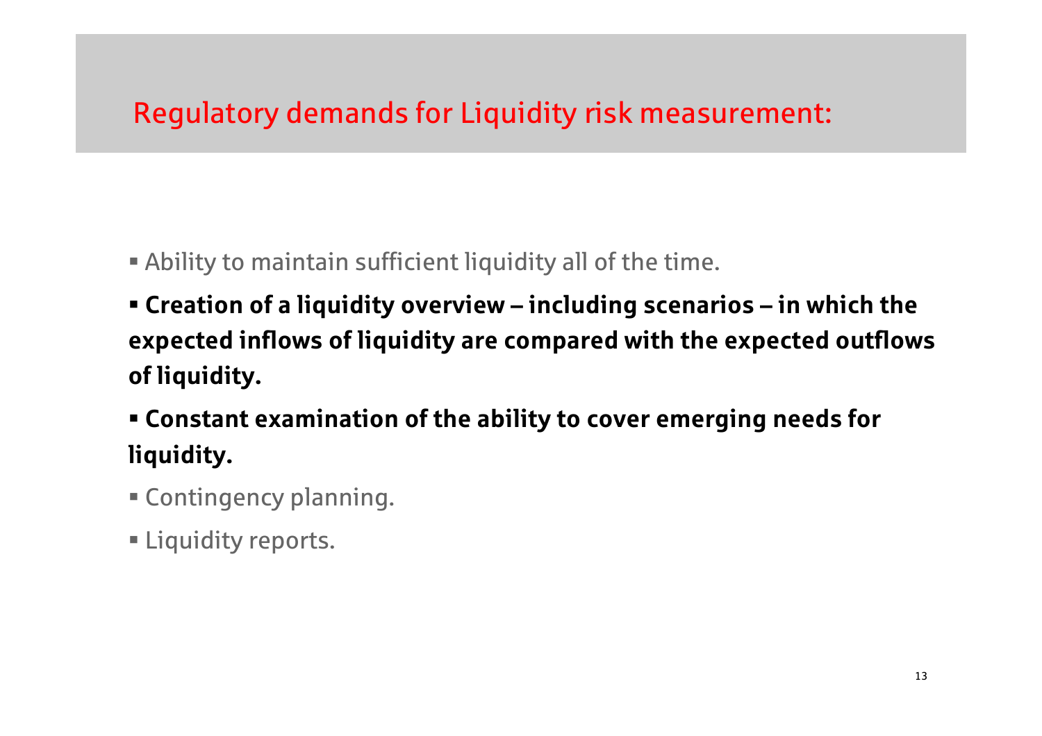# Regulatory demands for Liquidity risk measurement:

- Ability to maintain sufficient liquidity all of the time.
- **Creation of a liquidity overview – including scenarios – in which the expected inflows of liquidity are compared with the expected outflows of liquidity.**
- **Constant examination of the ability to cover emerging needs for liquidity.**
- Contingency planning.
- Liquidity reports.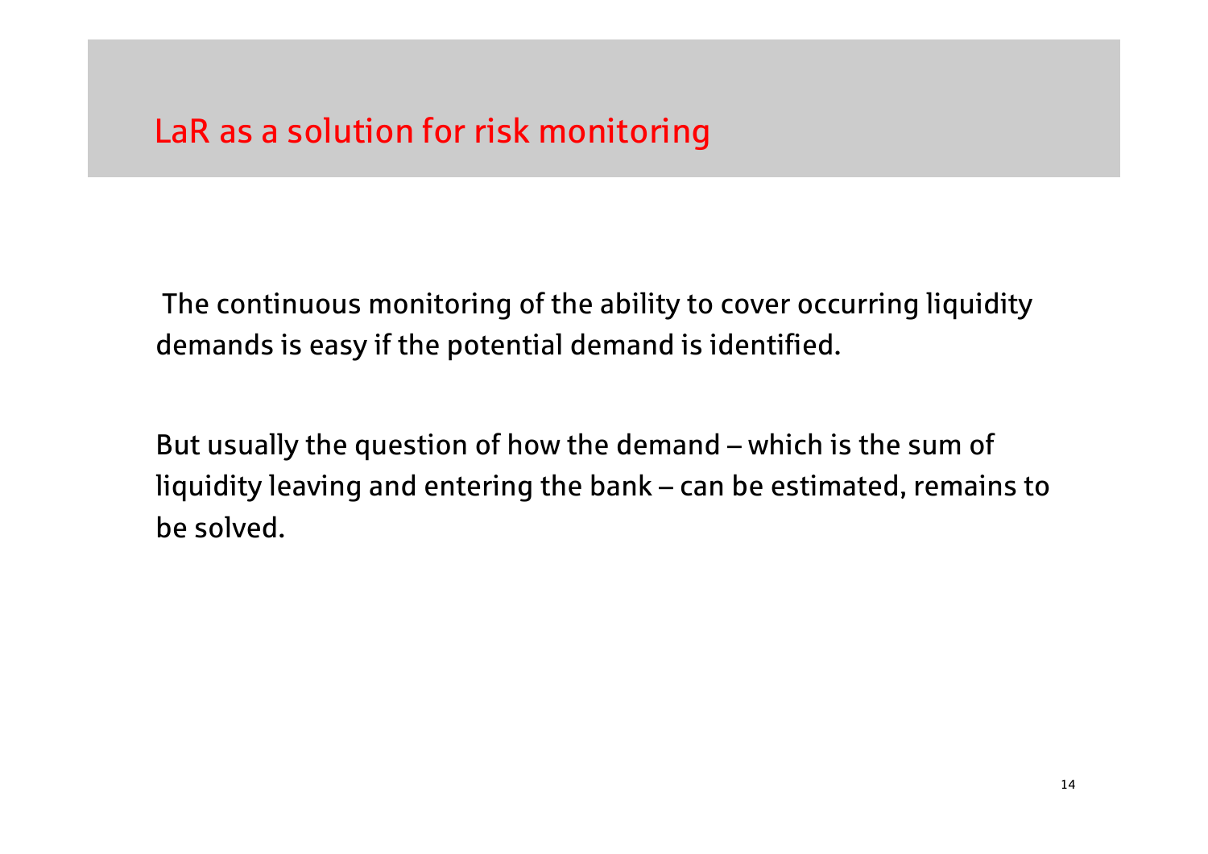# LaR as a solution for risk monitoring

The continuous monitoring of the ability to cover occurring liquidity demands is easy if the potential demand is identified.

But usually the question of how the demand – which is the sum of liquidity leaving and entering the bank – can be estimated, remains to be solved.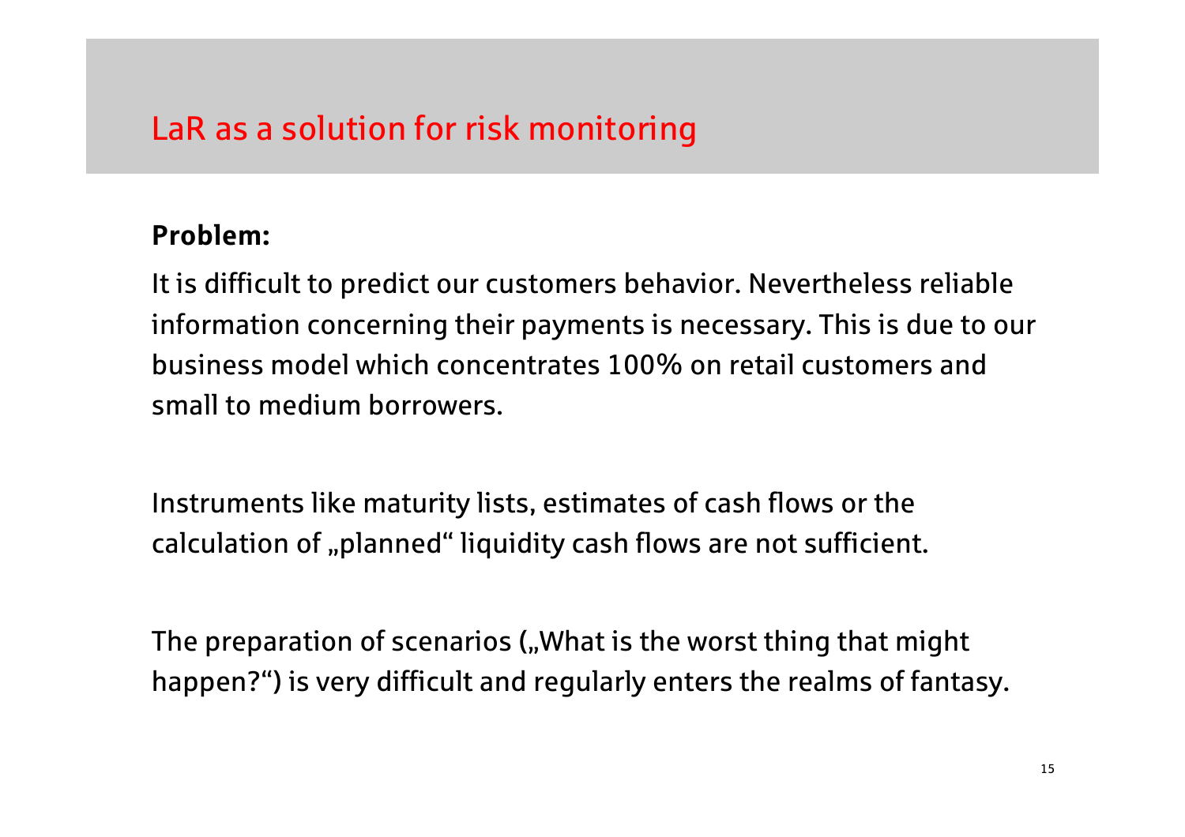# LaR as a solution for risk monitoring

**Problem:**

It is difficult to predict our customers behavior. Nevertheless reliable information concerning their payments is necessary. This is due to our business model which concentrates 100% on retail customers and small to medium borrowers.

Instruments like maturity lists, estimates of cash flows or the calculation of „planned“ liquidity cash flows are not sufficient.

The preparation of scenarios („What is the worst thing that might happen?“) is very difficult and regularly enters the realms of fantasy.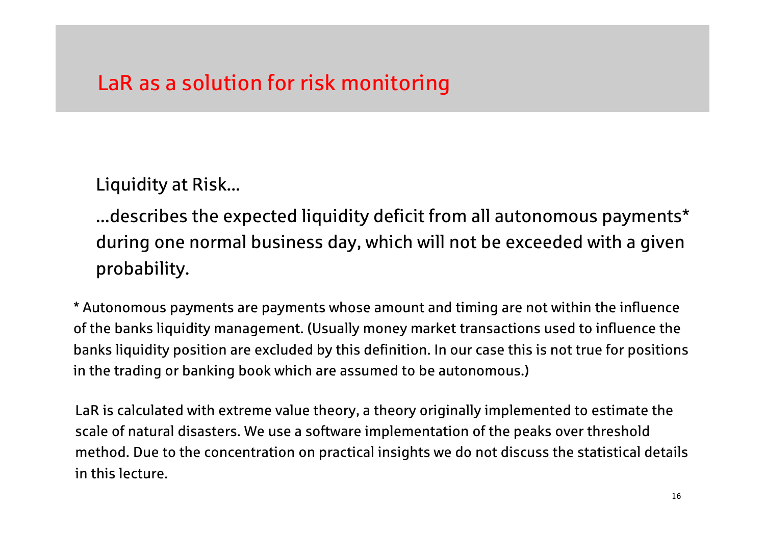# LaR as a solution for risk monitoring

Liquidity at Risk…

…describes the expected liquidity deficit from all autonomous payments* during one normal business day, which will not be exceeded with a given probability.

* Autonomous payments are payments whose amount and timing are not within the influence of the banks liquidity management. (Usually money market transactions used to influence the banks liquidity position are excluded by this definition. In our case this is not true for positions in the trading or banking book which are assumed to be autonomous.)

LaR is calculated with extreme value theory, a theory originally implemented to estimate the scale of natural disasters. We use a software implementation of the peaks over threshold method. Due to the concentration on practical insights we do not discuss the statistical details in this lecture.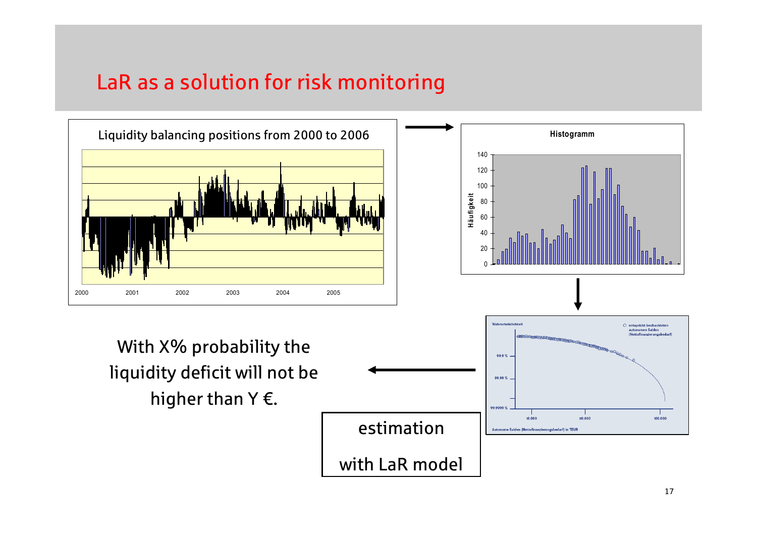# LaR as a solution for risk monitoring

Liquidity balancing positions from 2000 to 2006

Histogramm

With X% probability the liquidity deficit will not be higher than Y €.

estimation

with LaR model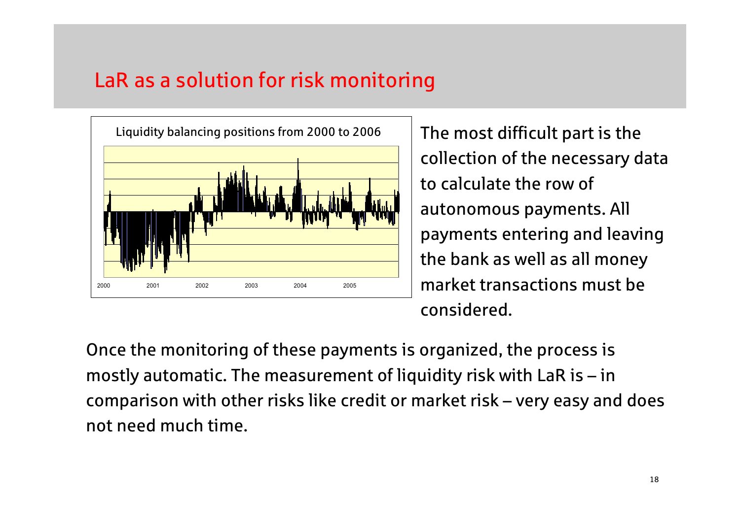# LaR as a solution for risk monitoring

Liquidity balancing positions from 2000 to 2006

2000 2001 2002 2003 2004 2005

The most difficult part is the collection of the necessary data to calculate the row of autonomous payments. All payments entering and leaving the bank as well as all money market transactions must be considered.

Once the monitoring of these payments is organized, the process is mostly automatic. The measurement of liquidity risk with LaR is – in comparison with other risks like credit or market risk – very easy and does not need much time.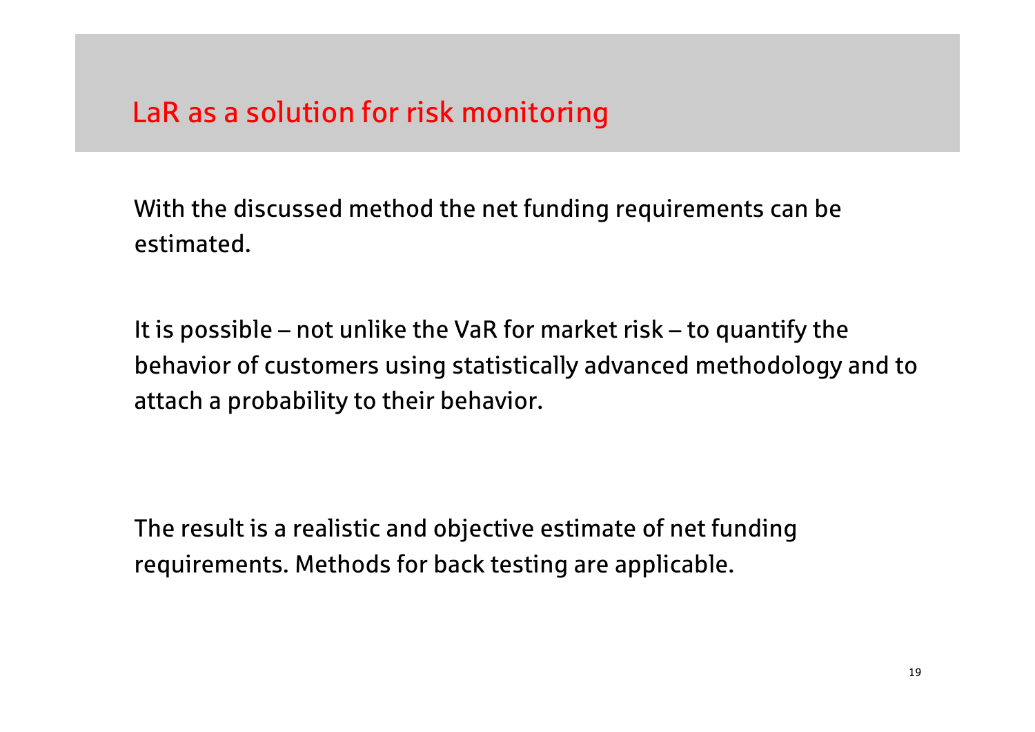## LaR as a solution for risk monitoring

With the discussed method the net funding requirements can be estimated.

It is possible – not unlike the VaR for market risk – to quantify the behavior of customers using statistically advanced methodology and to attach a probability to their behavior.

The result is a realistic and objective estimate of net funding requirements. Methods for back testing are applicable.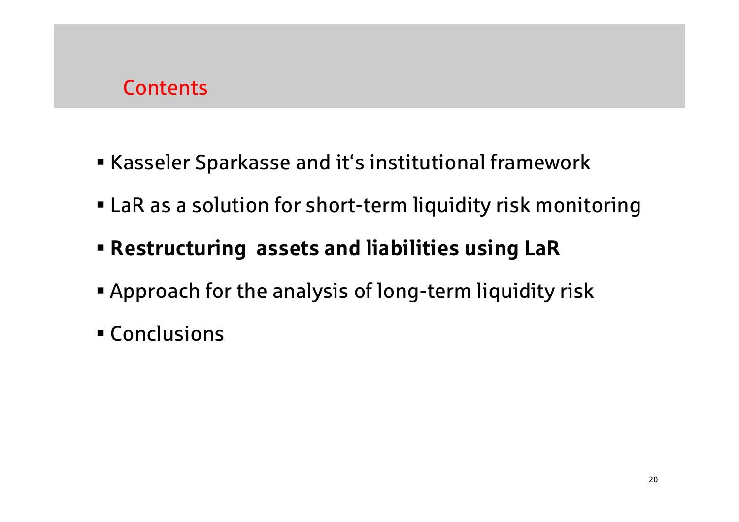## Contents

- Kasseler Sparkasse and it‘s institutional framework
- LaR as a solution for short-term liquidity risk monitoring
- **Restructuring  assets and liabilities using LaR**
- Approach for the analysis of long-term liquidity risk
- Conclusions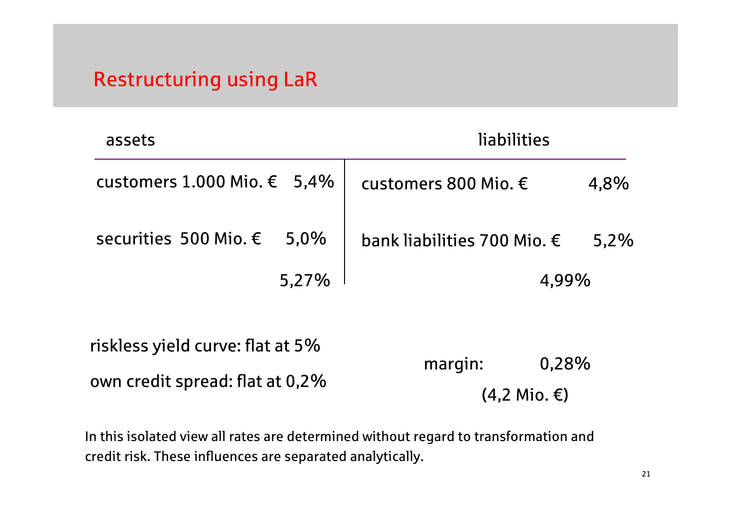# Restructuring using LaR

| assets | | liabilities | |
|---|---|---|---|
| customers 1.000 Mio. € | 5,4% | customers 800 Mio. € | 4,8% |
| securities 500 Mio. € | 5,0% | bank liabilities 700 Mio. € | 5,2% |
| | 5,27% | | 4,99% |

riskless yield curve: flat at 5%

own credit spread: flat at 0,2%

margin: 0,28%

(4,2 Mio. €)

In this isolated view all rates are determined without regard to transformation and credit risk. These influences are separated analytically.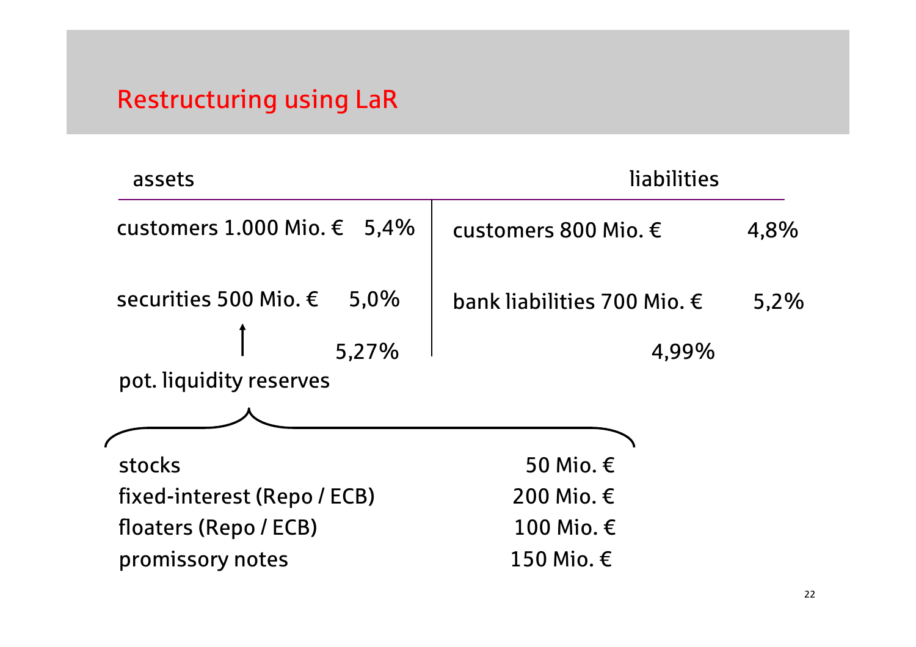# Restructuring using LaR

| assets | | liabilities | |
|---|---|---|---|
| customers 1.000 Mio. € | 5,4% | customers 800 Mio. € | 4,8% |
| securities 500 Mio. € | 5,0% | bank liabilities 700 Mio. € | 5,2% |
| | 5,27% | | 4,99% |

pot. liquidity reserves

| | |
|---|---|
| stocks | 50 Mio. € |
| fixed-interest (Repo / ECB) | 200 Mio. € |
| floaters (Repo / ECB) | 100 Mio. € |
| promissory notes | 150 Mio. € |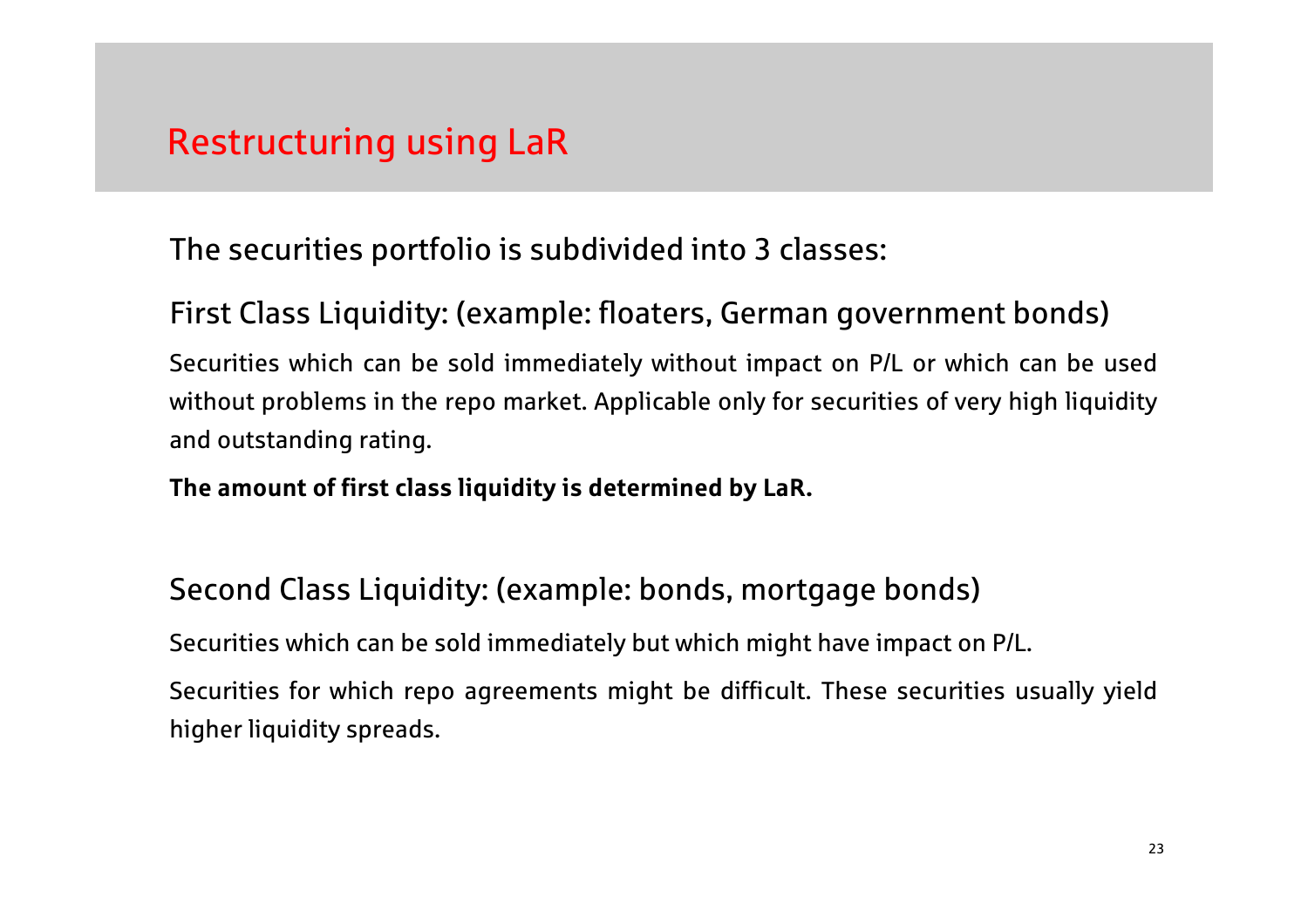# Restructuring using LaR

The securities portfolio is subdivided into 3 classes:

## First Class Liquidity: (example: floaters, German government bonds)

Securities which can be sold immediately without impact on P/L or which can be used without problems in the repo market. Applicable only for securities of very high liquidity and outstanding rating.

**The amount of first class liquidity is determined by LaR.**

## Second Class Liquidity: (example: bonds, mortgage bonds)

Securities which can be sold immediately but which might have impact on P/L.

Securities for which repo agreements might be difficult. These securities usually yield higher liquidity spreads.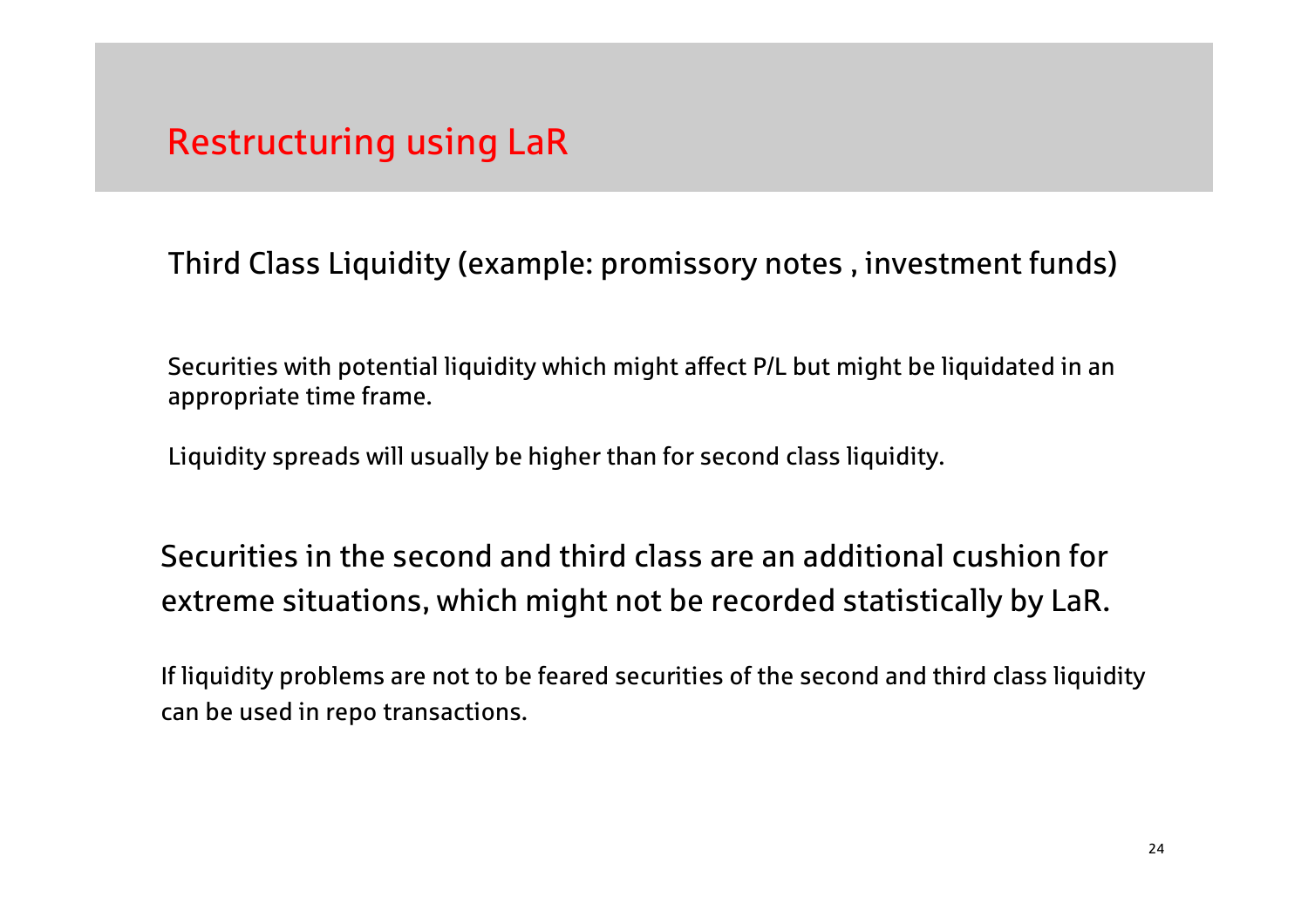# Restructuring using LaR

## Third Class Liquidity (example: promissory notes , investment funds)

Securities with potential liquidity which might affect P/L but might be liquidated in an appropriate time frame.

Liquidity spreads will usually be higher than for second class liquidity.

### Securities in the second and third class are an additional cushion for extreme situations, which might not be recorded statistically by LaR.

If liquidity problems are not to be feared securities of the second and third class liquidity can be used in repo transactions.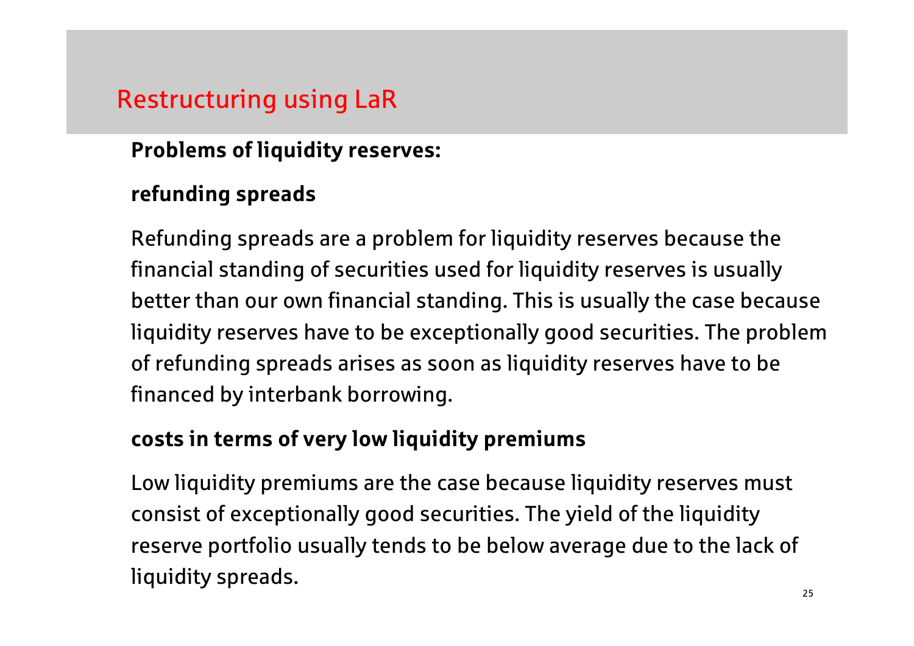# Restructuring using LaR

**Problems of liquidity reserves:**

**refunding spreads**

Refunding spreads are a problem for liquidity reserves because the financial standing of securities used for liquidity reserves is usually better than our own financial standing. This is usually the case because liquidity reserves have to be exceptionally good securities. The problem of refunding spreads arises as soon as liquidity reserves have to be financed by interbank borrowing.

**costs in terms of very low liquidity premiums**

Low liquidity premiums are the case because liquidity reserves must consist of exceptionally good securities. The yield of the liquidity reserve portfolio usually tends to be below average due to the lack of liquidity spreads.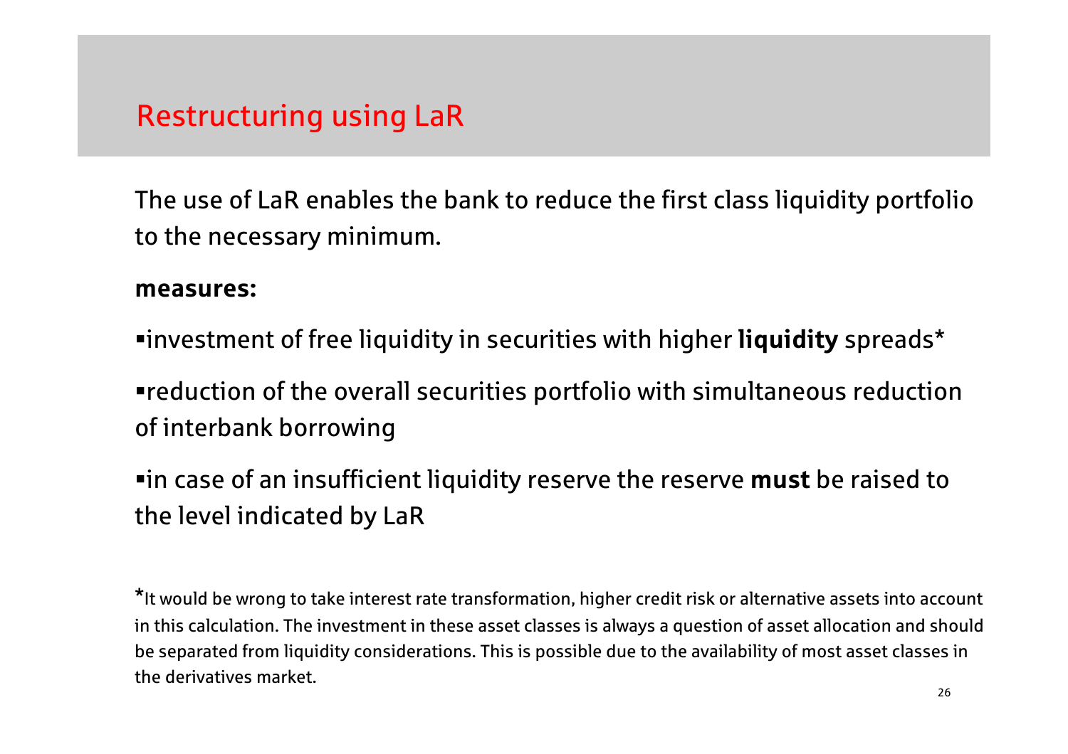## Restructuring using LaR

The use of LaR enables the bank to reduce the first class liquidity portfolio to the necessary minimum.

**measures:**

- investment of free liquidity in securities with higher **liquidity** spreads*
- reduction of the overall securities portfolio with simultaneous reduction of interbank borrowing
- in case of an insufficient liquidity reserve the reserve **must** be raised to the level indicated by LaR

*It would be wrong to take interest rate transformation, higher credit risk or alternative assets into account in this calculation. The investment in these asset classes is always a question of asset allocation and should be separated from liquidity considerations. This is possible due to the availability of most asset classes in the derivatives market.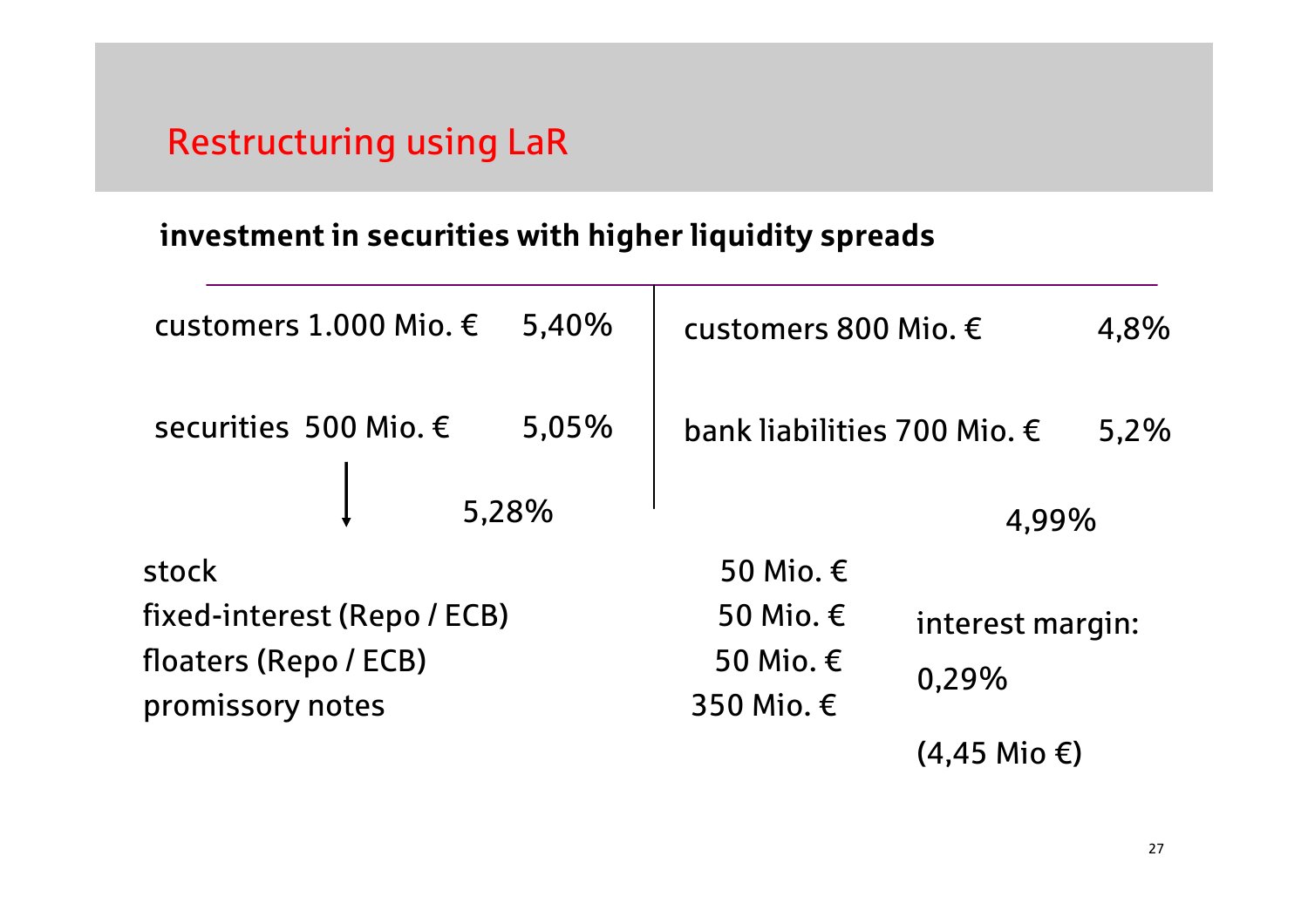# Restructuring using LaR

**investment in securities with higher liquidity spreads**

| Assets | | Liabilities | |
|---|---|---|---|
| customers 1.000 Mio. € | 5,40% | customers 800 Mio. € | 4,8% |
| securities 500 Mio. € | 5,05% | bank liabilities 700 Mio. € | 5,2% |
| ↓ | 5,28% | | 4,99% |

| | |
|---|---|
| stock | 50 Mio. € |
| fixed-interest (Repo / ECB) | 50 Mio. € |
| floaters (Repo / ECB) | 50 Mio. € |
| promissory notes | 350 Mio. € |

interest margin:

0,29%

(4,45 Mio €)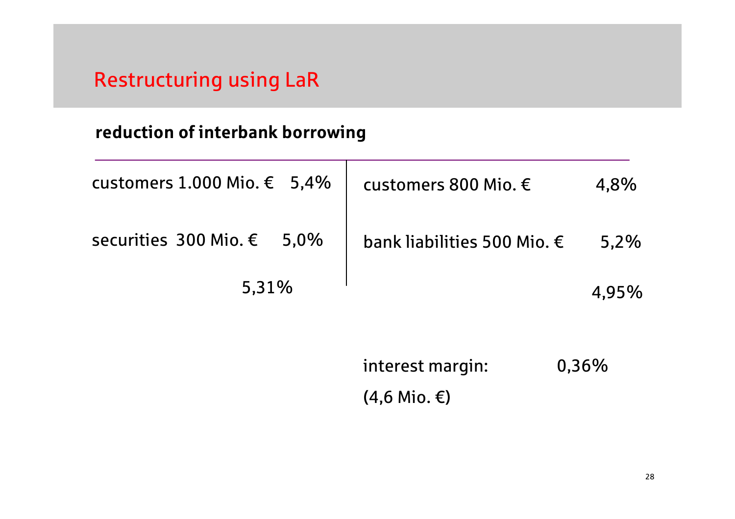## Restructuring using LaR

**reduction of interbank borrowing**

| Assets | | Liabilities | |
|---|---|---|---|
| customers 1.000 Mio. € | 5,4% | customers 800 Mio. € | 4,8% |
| securities 300 Mio. € | 5,0% | bank liabilities 500 Mio. € | 5,2% |
| | 5,31% | | 4,95% |

interest margin: 0,36%

(4,6 Mio. €)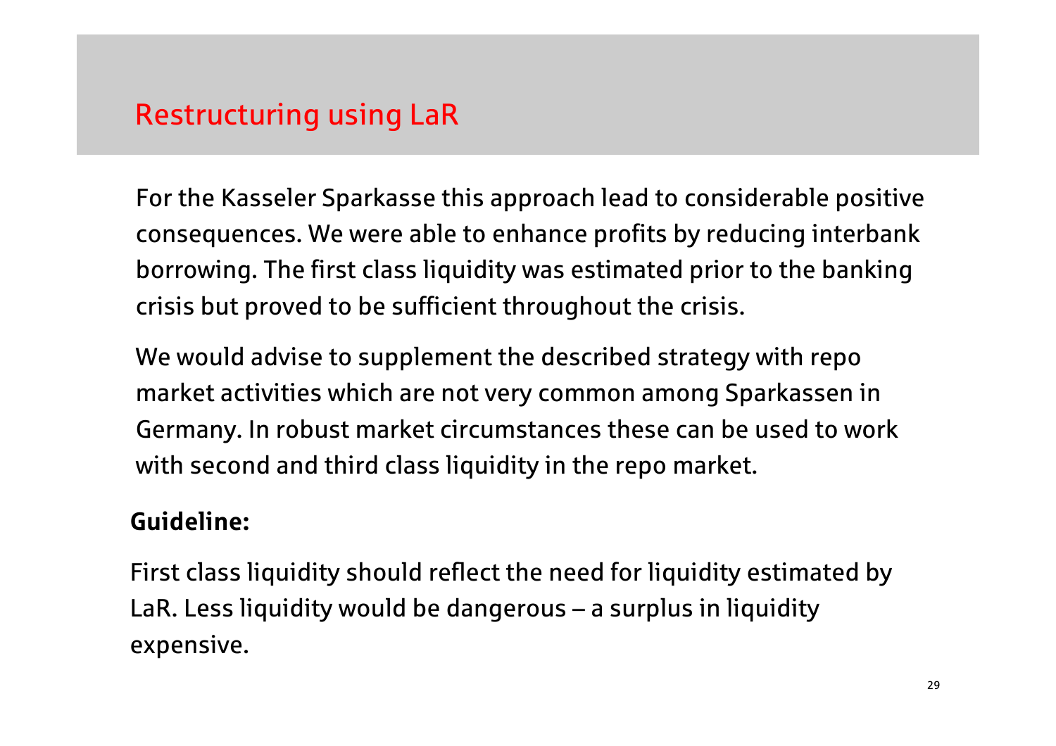## Restructuring using LaR

For the Kasseler Sparkasse this approach lead to considerable positive consequences. We were able to enhance profits by reducing interbank borrowing. The first class liquidity was estimated prior to the banking crisis but proved to be sufficient throughout the crisis.

We would advise to supplement the described strategy with repo market activities which are not very common among Sparkassen in Germany. In robust market circumstances these can be used to work with second and third class liquidity in the repo market.

**Guideline:**

First class liquidity should reflect the need for liquidity estimated by LaR. Less liquidity would be dangerous – a surplus in liquidity expensive.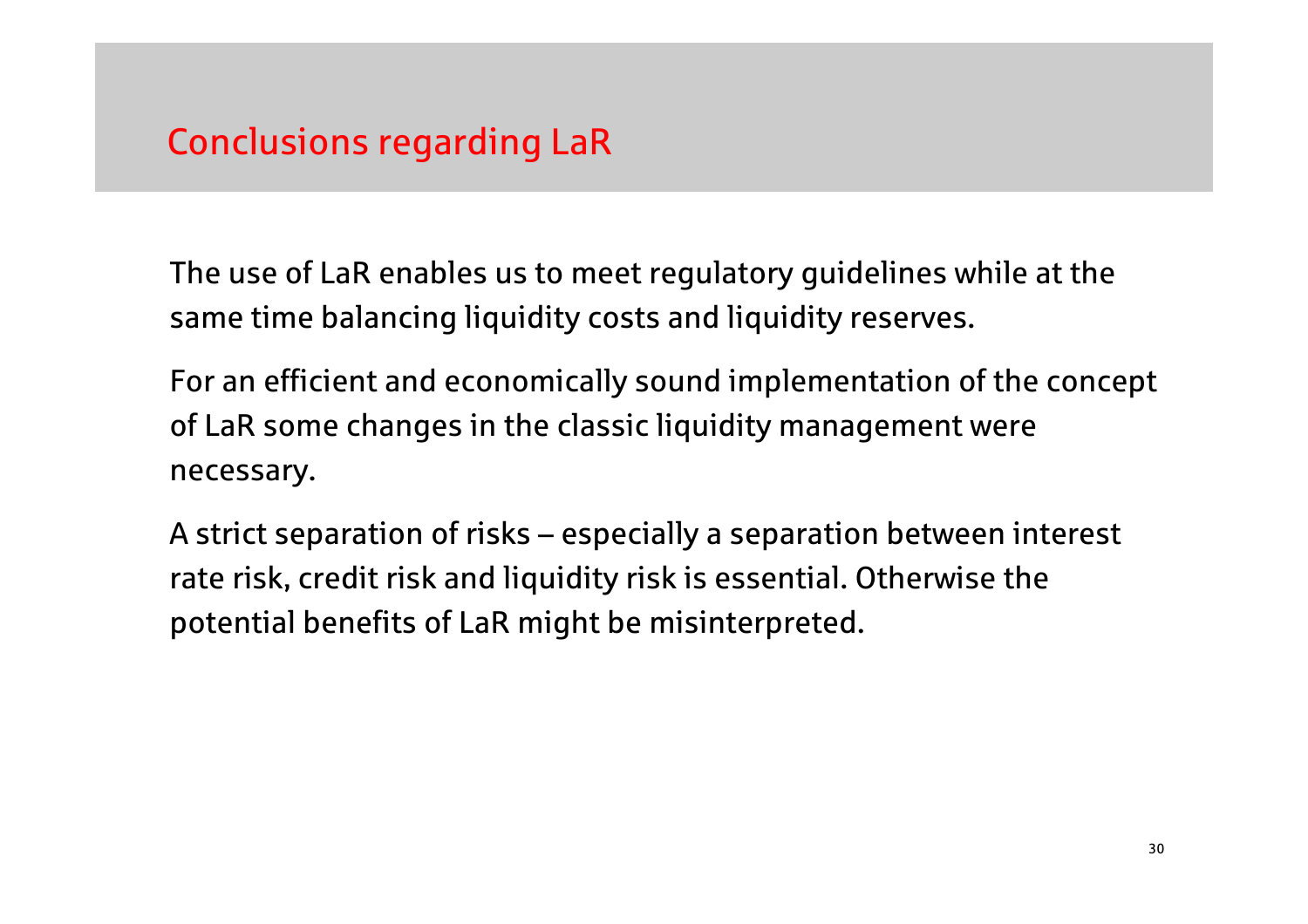# Conclusions regarding LaR

The use of LaR enables us to meet regulatory guidelines while at the same time balancing liquidity costs and liquidity reserves.

For an efficient and economically sound implementation of the concept of LaR some changes in the classic liquidity management were necessary.

A strict separation of risks – especially a separation between interest rate risk, credit risk and liquidity risk is essential. Otherwise the potential benefits of LaR might be misinterpreted.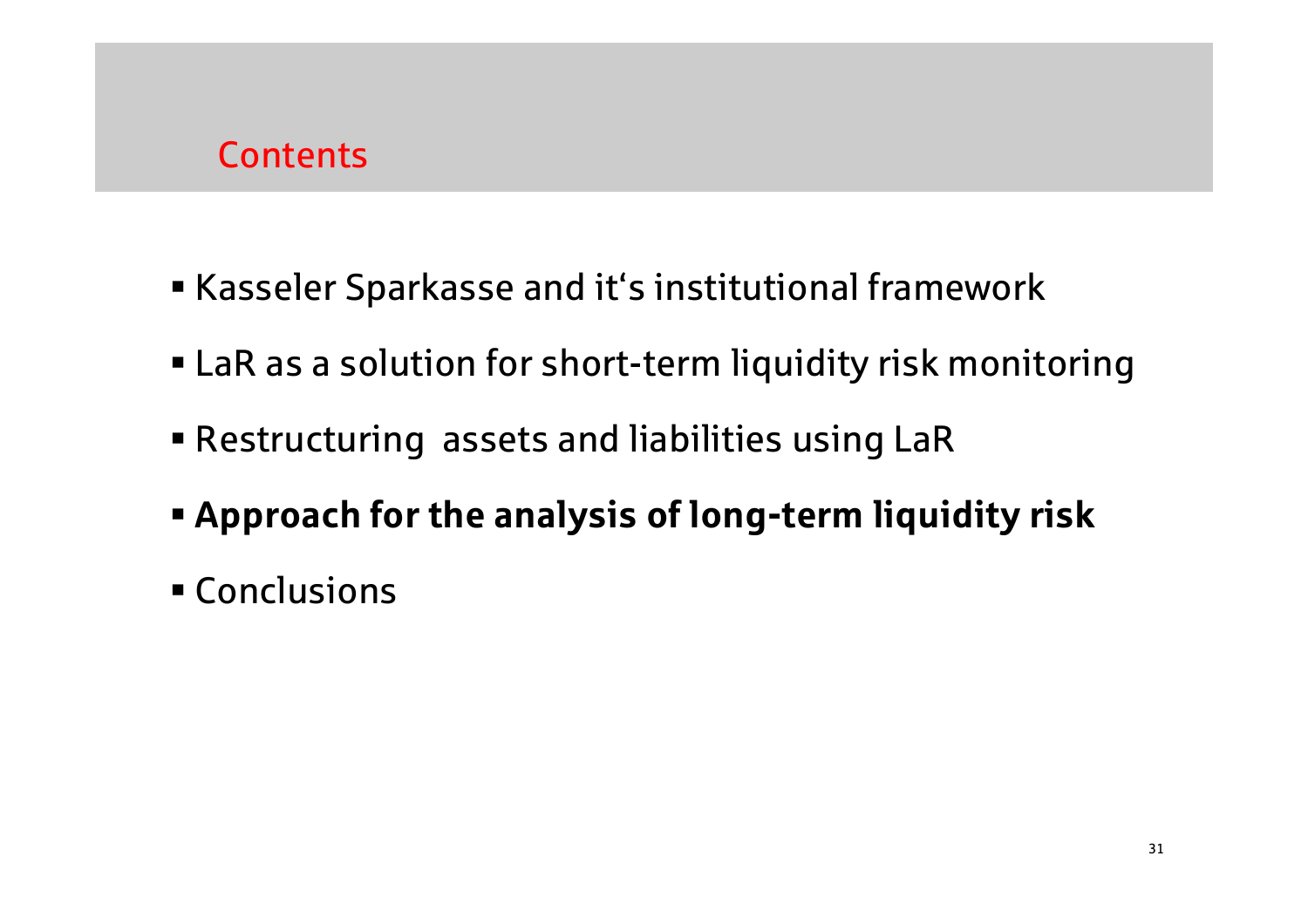## Contents

- Kasseler Sparkasse and it's institutional framework
- LaR as a solution for short-term liquidity risk monitoring
- Restructuring  assets and liabilities using LaR
- **Approach for the analysis of long-term liquidity risk**
- Conclusions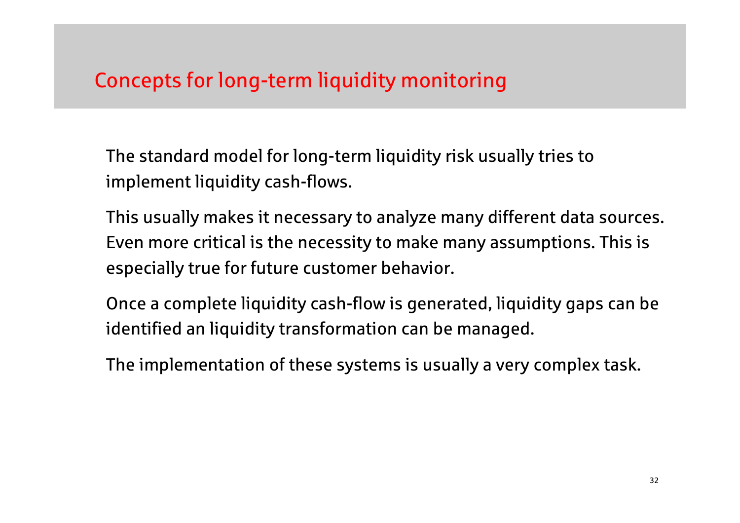# Concepts for long-term liquidity monitoring

The standard model for long-term liquidity risk usually tries to implement liquidity cash-flows.

This usually makes it necessary to analyze many different data sources. Even more critical is the necessity to make many assumptions. This is especially true for future customer behavior.

Once a complete liquidity cash-flow is generated, liquidity gaps can be identified an liquidity transformation can be managed.

The implementation of these systems is usually a very complex task.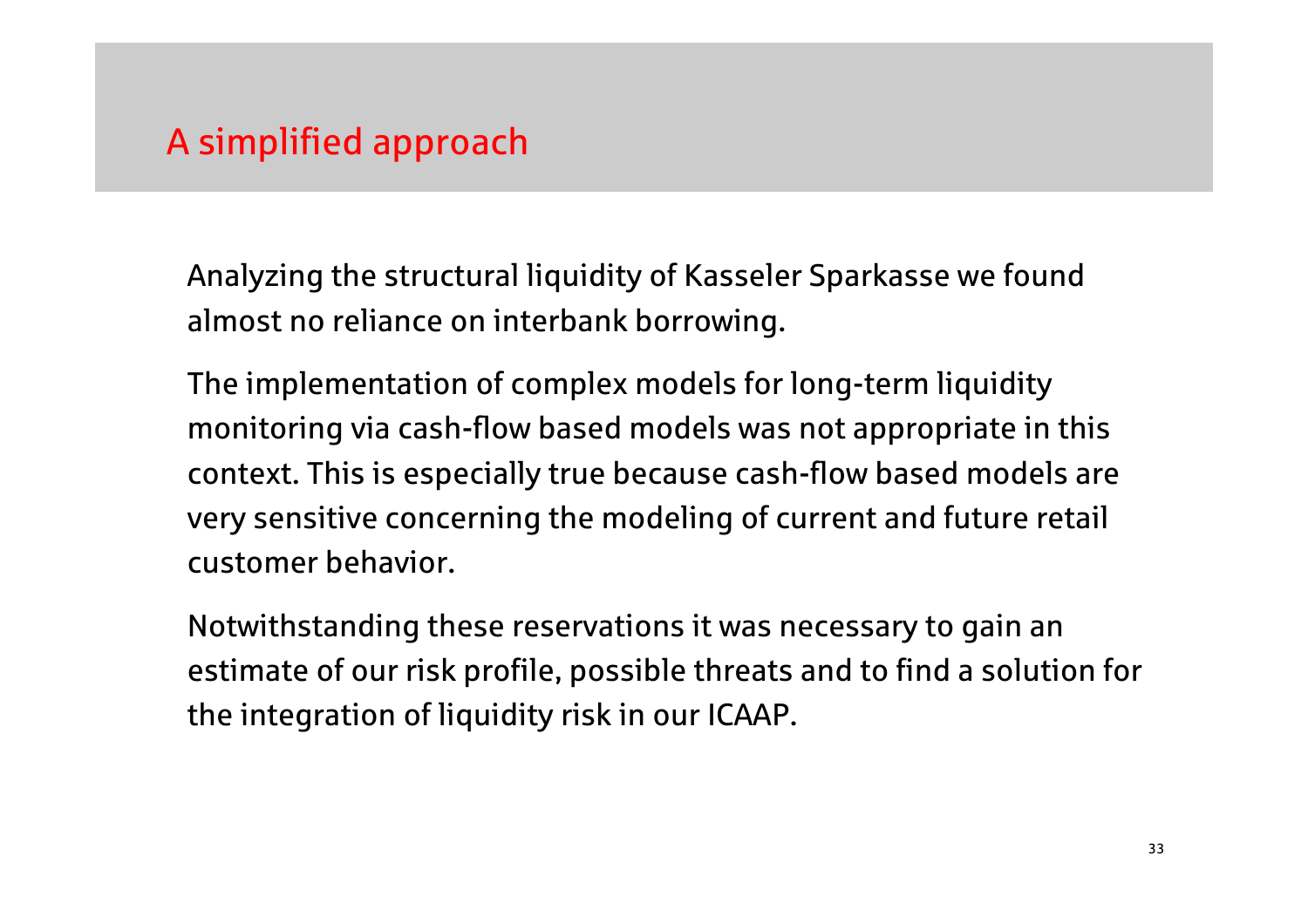# A simplified approach

Analyzing the structural liquidity of Kasseler Sparkasse we found almost no reliance on interbank borrowing.

The implementation of complex models for long-term liquidity monitoring via cash-flow based models was not appropriate in this context. This is especially true because cash-flow based models are very sensitive concerning the modeling of current and future retail customer behavior.

Notwithstanding these reservations it was necessary to gain an estimate of our risk profile, possible threats and to find a solution for the integration of liquidity risk in our ICAAP.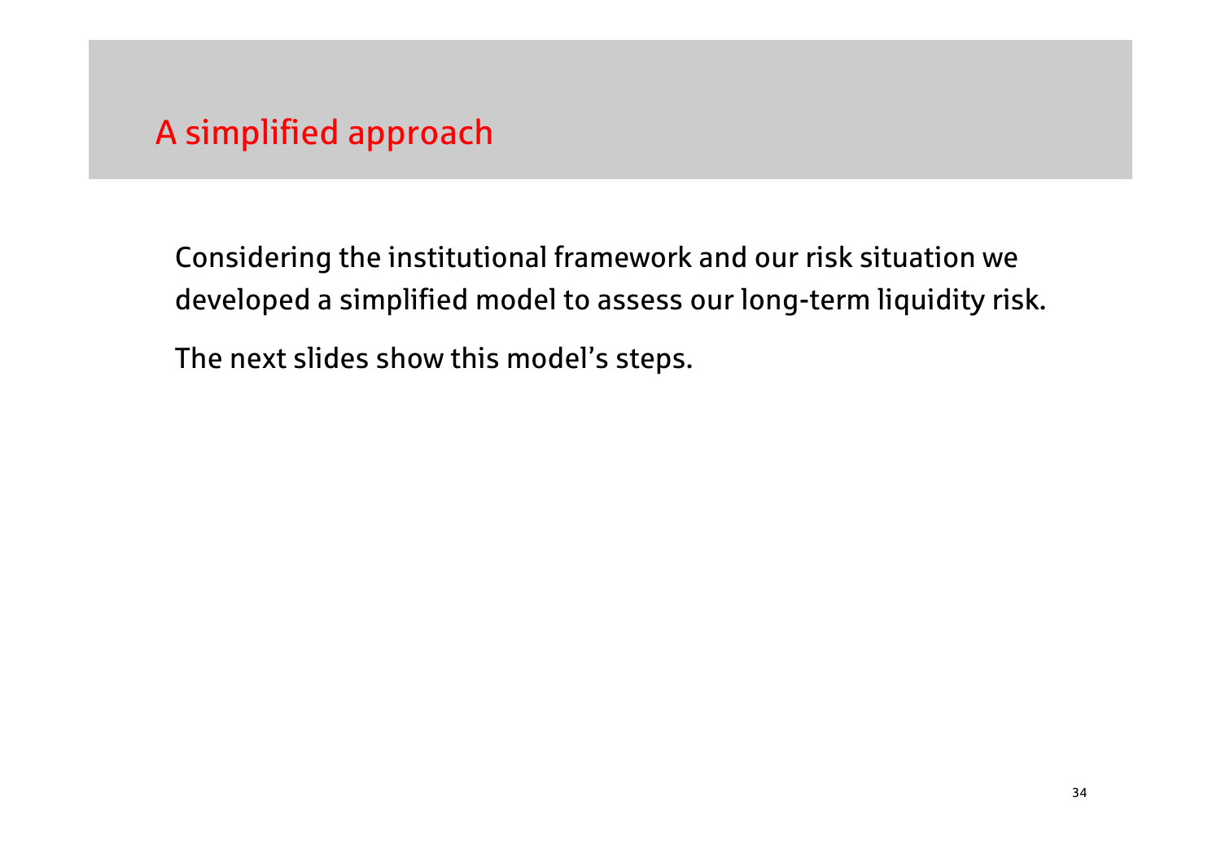# A simplified approach

Considering the institutional framework and our risk situation we developed a simplified model to assess our long-term liquidity risk.

The next slides show this model's steps.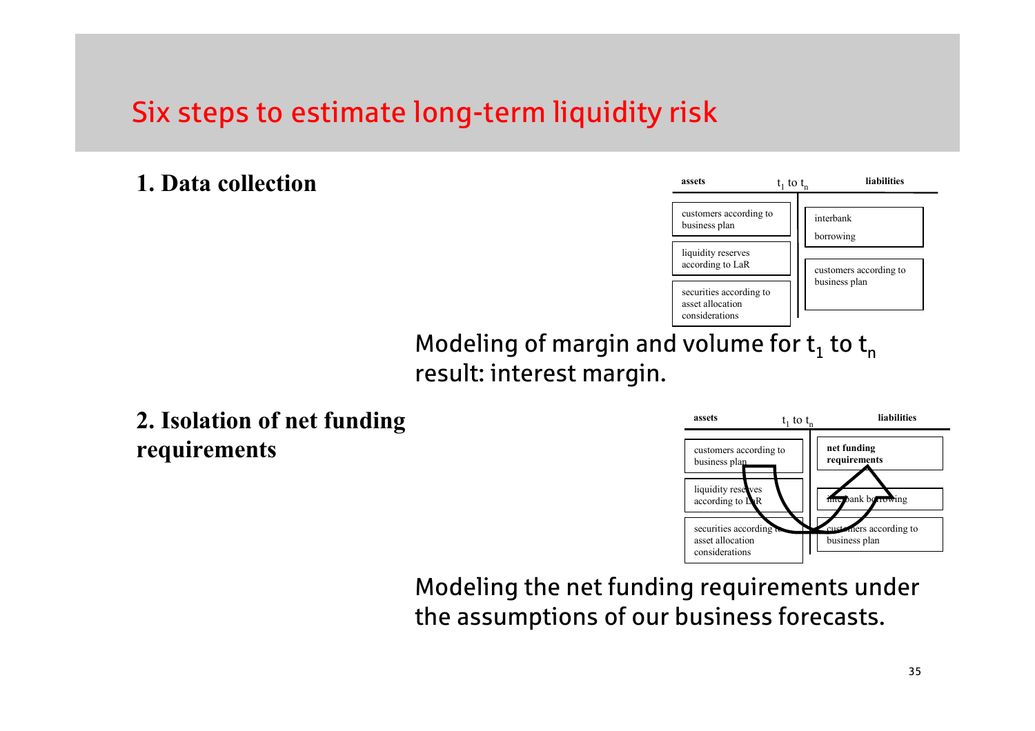# Six steps to estimate long-term liquidity risk

**1. Data collection**

| assets | $t_1$ to $t_n$ | liabilities |
|---|---|---|
| customers according to business plan | | interbank borrowing |
| liquidity reserves according to LaR | | customers according to business plan |
| securities according to asset allocation considerations | | |

Modeling of margin and volume for $t_1$ to $t_n$ result: interest margin.

**2. Isolation of net funding requirements**

| assets | $t_1$ to $t_n$ | liabilities |
|---|---|---|
| customers according to business plan | | **net funding requirements** |
| liquidity reserves according to LaR | | interbank borrowing |
| securities according to asset allocation considerations | | customers according to business plan |

Modeling the net funding requirements under the assumptions of our business forecasts.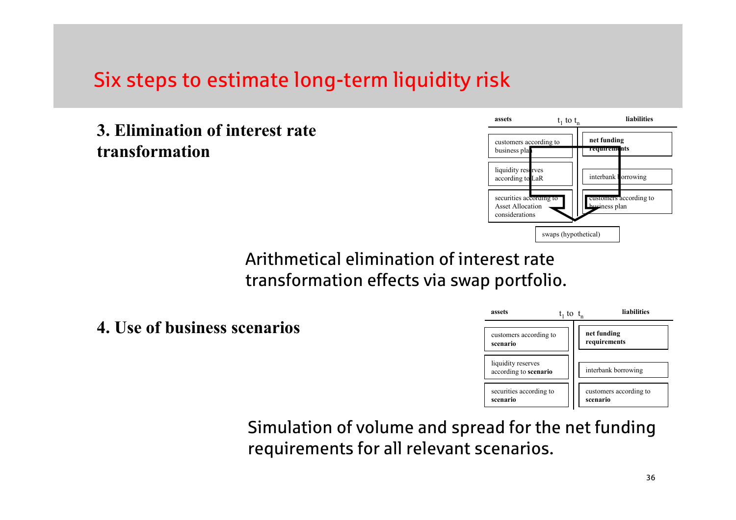# Six steps to estimate long-term liquidity risk

**3. Elimination of interest rate transformation**

| assets | $t_1$ to $t_n$ | liabilities |
|---|---|---|
| customers according to business plan | | **net funding requirements** |
| liquidity reserves according to LaR | | interbank borrowing |
| securities according to Asset Allocation considerations | | customers according to business plan |
| | swaps (hypothetical) | |

Arithmetical elimination of interest rate transformation effects via swap portfolio.

**4. Use of business scenarios**

| assets | $t_1$ to $t_n$ | liabilities |
|---|---|---|
| customers according to **scenario** | | **net funding requirements** |
| liquidity reserves according to **scenario** | | interbank borrowing |
| securities according to **scenario** | | customers according to **scenario** |

Simulation of volume and spread for the net funding requirements for all relevant scenarios.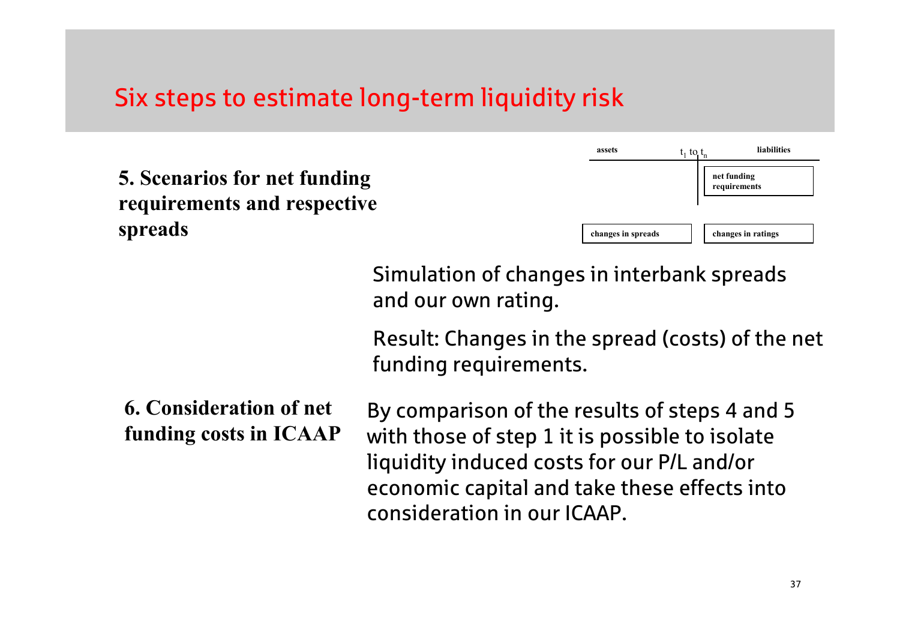# Six steps to estimate long-term liquidity risk

**5. Scenarios for net funding requirements and respective spreads**

| assets | $t_1$ to $t_n$ | liabilities |
| --- | --- | --- |
| | | net funding requirements |
| changes in spreads | | changes in ratings |

Simulation of changes in interbank spreads and our own rating.

Result: Changes in the spread (costs) of the net funding requirements.

**6. Consideration of net funding costs in ICAAP**

By comparison of the results of steps 4 and 5 with those of step 1 it is possible to isolate liquidity induced costs for our P/L and/or economic capital and take these effects into consideration in our ICAAP.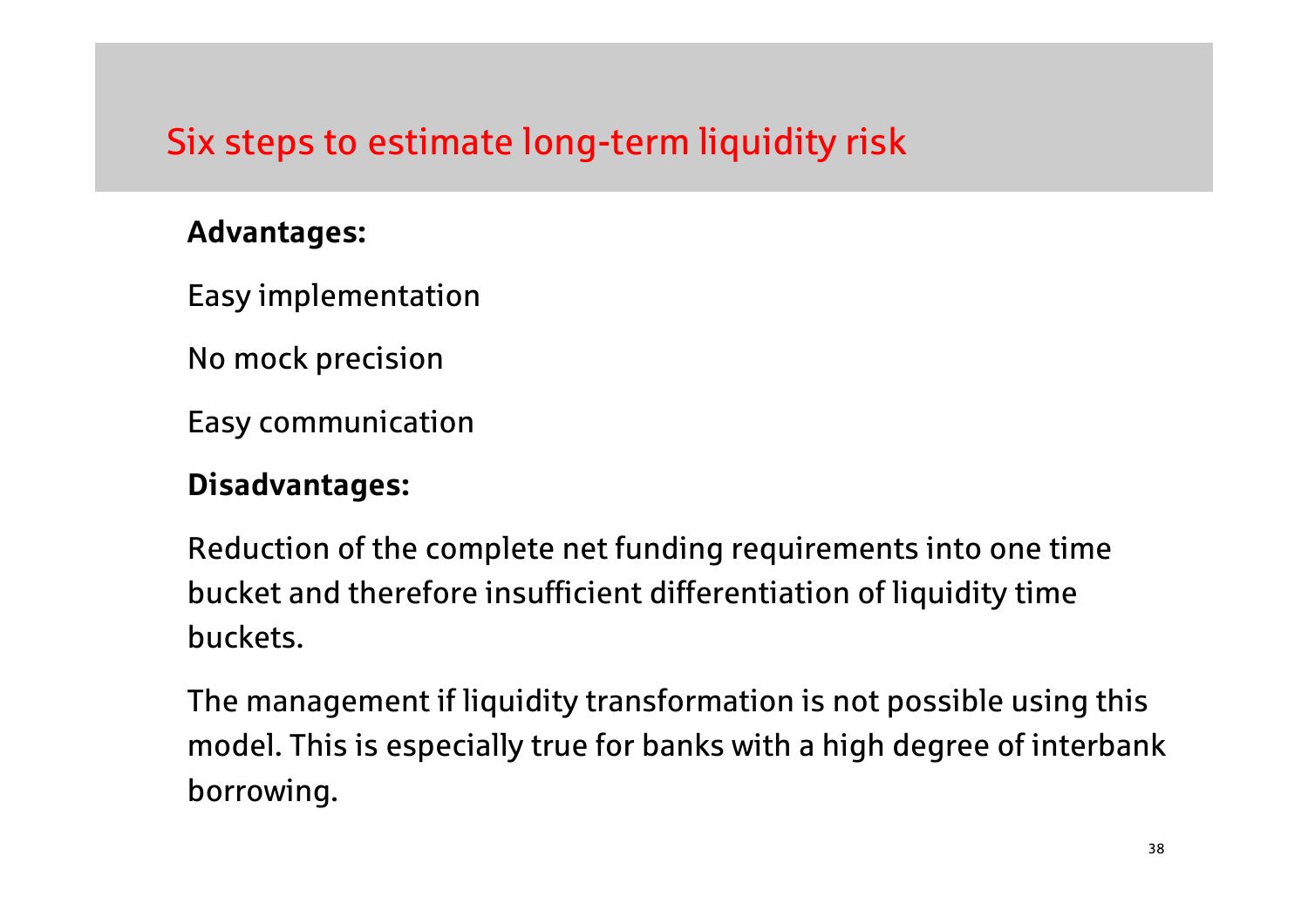# Six steps to estimate long-term liquidity risk

**Advantages:**

Easy implementation

No mock precision

Easy communication

**Disadvantages:**

Reduction of the complete net funding requirements into one time bucket and therefore insufficient differentiation of liquidity time buckets.

The management if liquidity transformation is not possible using this model. This is especially true for banks with a high degree of interbank borrowing.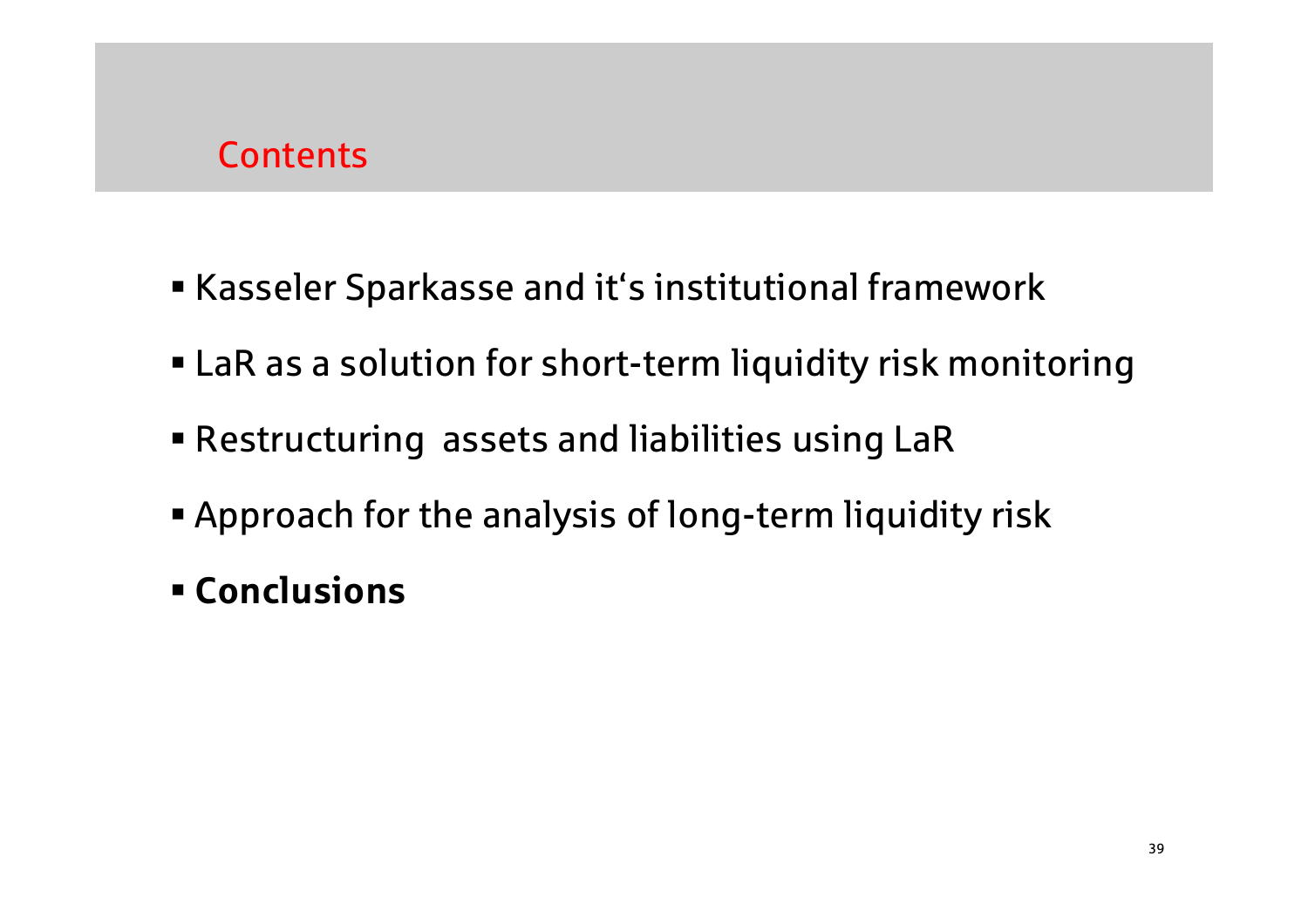## Contents

- Kasseler Sparkasse and it‘s institutional framework
- LaR as a solution for short-term liquidity risk monitoring
- Restructuring  assets and liabilities using LaR
- Approach for the analysis of long-term liquidity risk
- **Conclusions**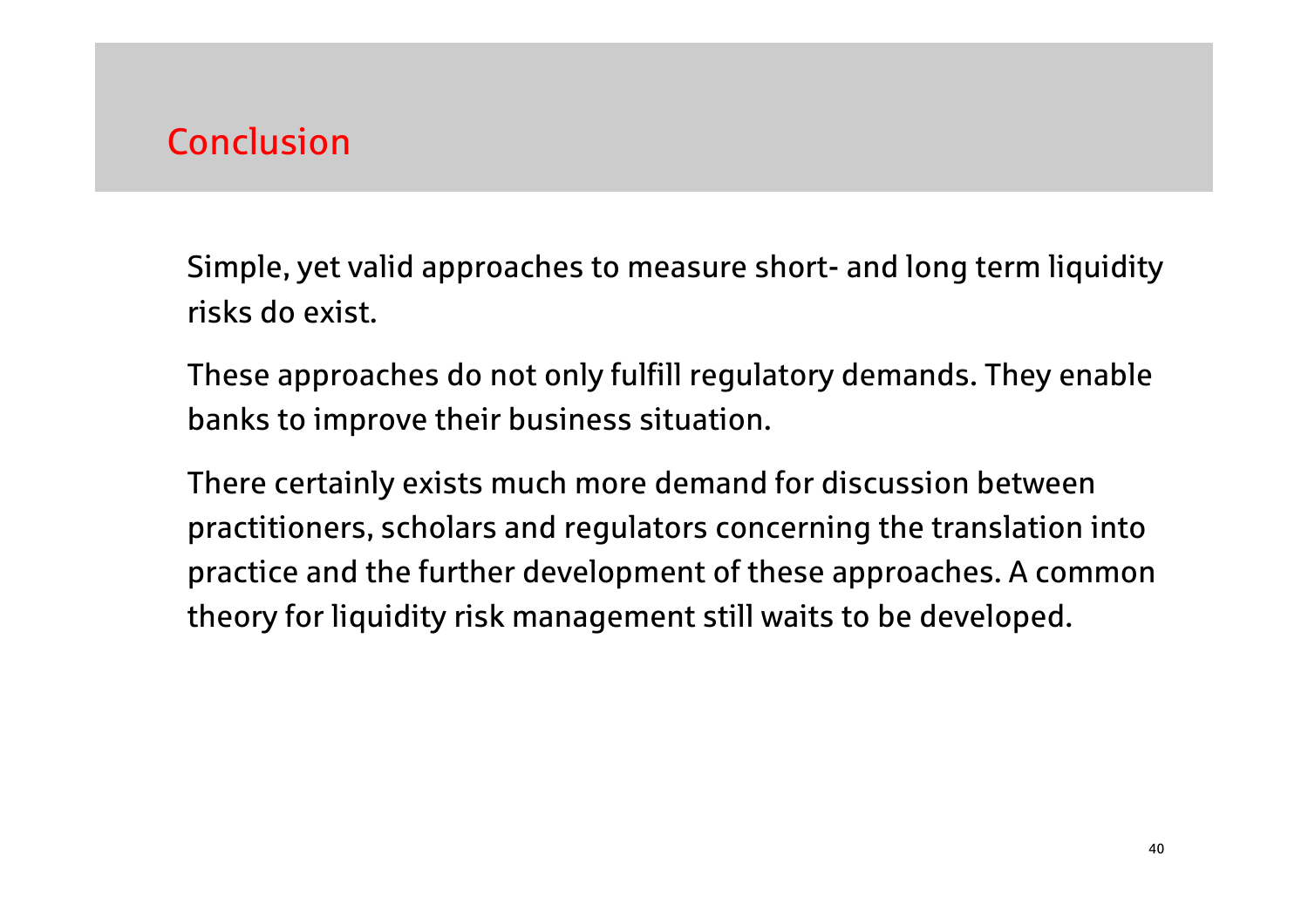# Conclusion

Simple, yet valid approaches to measure short- and long term liquidity risks do exist.

These approaches do not only fulfill regulatory demands. They enable banks to improve their business situation.

There certainly exists much more demand for discussion between practitioners, scholars and regulators concerning the translation into practice and the further development of these approaches. A common theory for liquidity risk management still waits to be developed.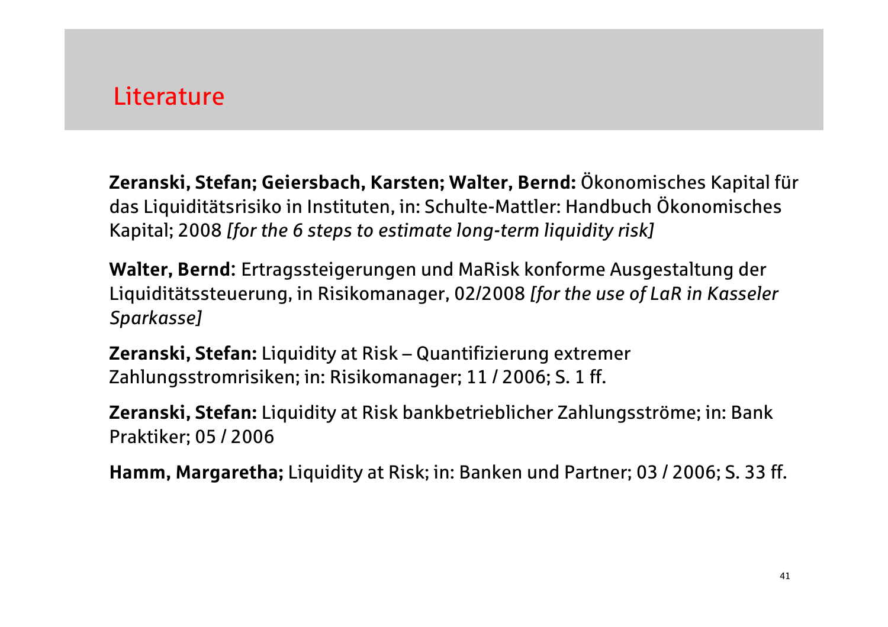# Literature

**Zeranski, Stefan; Geiersbach, Karsten; Walter, Bernd:** Ökonomisches Kapital für das Liquiditätsrisiko in Instituten, in: Schulte-Mattler: Handbuch Ökonomisches Kapital; 2008 *[for the 6 steps to estimate long-term liquidity risk]*

**Walter, Bernd**: Ertragssteigerungen und MaRisk konforme Ausgestaltung der Liquiditätssteuerung, in Risikomanager, 02/2008 *[for the use of LaR in Kasseler Sparkasse]*

**Zeranski, Stefan:** Liquidity at Risk – Quantifizierung extremer Zahlungsstromrisiken; in: Risikomanager; 11 / 2006; S. 1 ff.

**Zeranski, Stefan:** Liquidity at Risk bankbetrieblicher Zahlungsströme; in: Bank Praktiker; 05 / 2006

**Hamm, Margaretha;** Liquidity at Risk; in: Banken und Partner; 03 / 2006; S. 33 ff.